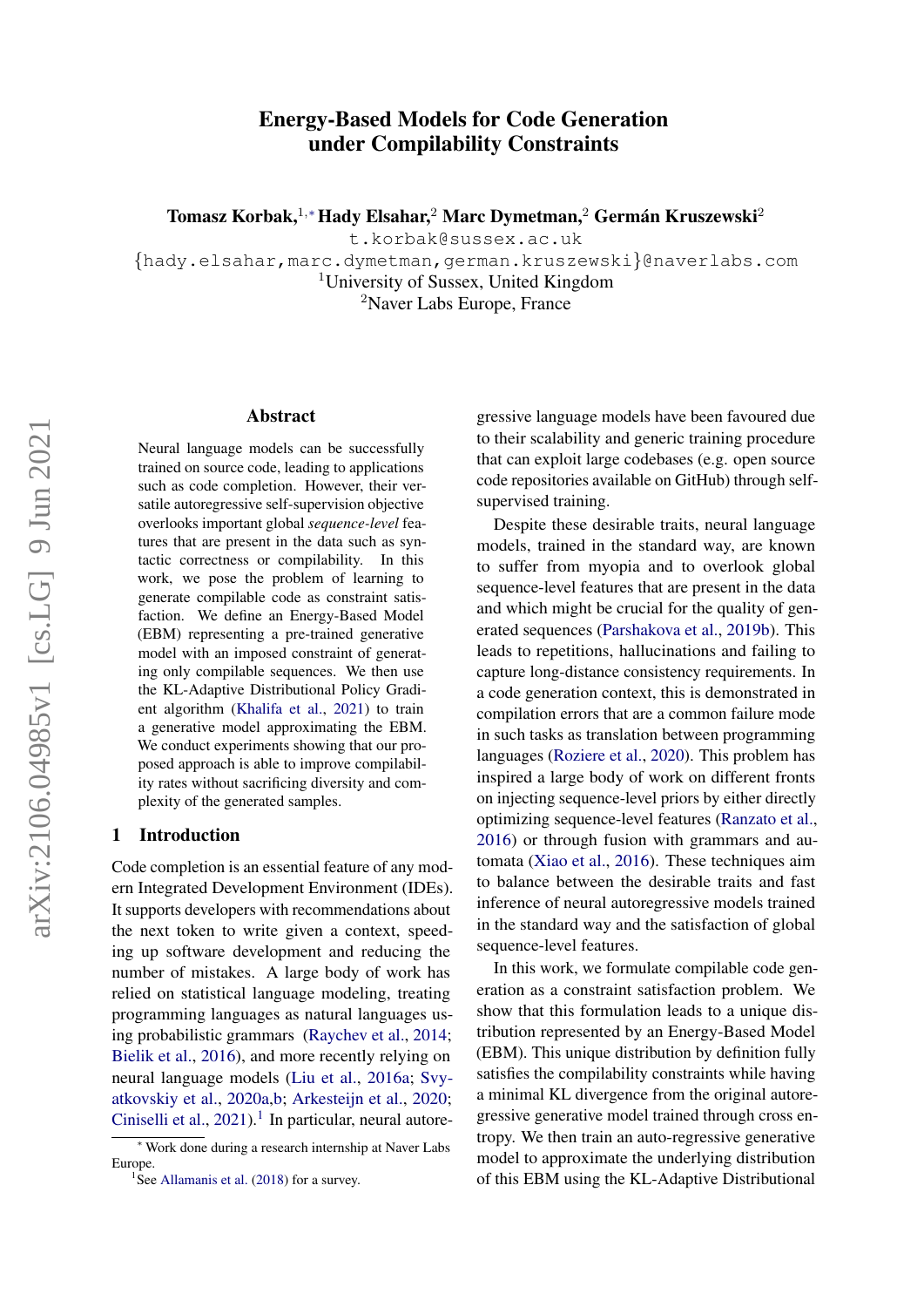# Energy-Based Models for Code Generation under Compilability Constraints

**Tomasz Korbak,[1,*] Hady Elsahar,[2] Marc Dymetman,[2] Germán Kruszewski[2]**

t.korbak@sussex.ac.uk

{hady.elsahar,marc.dymetman,german.kruszewski}@naverlabs.com

[1]University of Sussex, United Kingdom

[2]Naver Labs Europe, France

## Abstract

Neural language models can be successfully trained on source code, leading to applications such as code completion. However, their versatile autoregressive self-supervision objective overlooks important global *sequence-level* features that are present in the data such as syntactic correctness or compilability. In this work, we pose the problem of learning to generate compilable code as constraint satisfaction. We define an Energy-Based Model (EBM) representing a pre-trained generative model with an imposed constraint of generating only compilable sequences. We then use the KL-Adaptive Distributional Policy Gradient algorithm (Khalifa et al., 2021) to train a generative model approximating the EBM. We conduct experiments showing that our proposed approach is able to improve compilability rates without sacrificing diversity and complexity of the generated samples.

## 1 Introduction

Code completion is an essential feature of any modern Integrated Development Environment (IDEs). It supports developers with recommendations about the next token to write given a context, speeding up software development and reducing the number of mistakes. A large body of work has relied on statistical language modeling, treating programming languages as natural languages using probabilistic grammars (Raychev et al., 2014; Bielik et al., 2016), and more recently relying on neural language models (Liu et al., 2016a; Svyatkovskiy et al., 2020a,b; Arkesteijn et al., 2020; Ciniselli et al., 2021).[1] In particular, neural autoregressive language models have been favoured due to their scalability and generic training procedure that can exploit large codebases (e.g. open source code repositories available on GitHub) through self-supervised training.

Despite these desirable traits, neural language models, trained in the standard way, are known to suffer from myopia and to overlook global sequence-level features that are present in the data and which might be crucial for the quality of generated sequences (Parshakova et al., 2019b). This leads to repetitions, hallucinations and failing to capture long-distance consistency requirements. In a code generation context, this is demonstrated in compilation errors that are a common failure mode in such tasks as translation between programming languages (Roziere et al., 2020). This problem has inspired a large body of work on different fronts on injecting sequence-level priors by either directly optimizing sequence-level features (Ranzato et al., 2016) or through fusion with grammars and automata (Xiao et al., 2016). These techniques aim to balance between the desirable traits and fast inference of neural autoregressive models trained in the standard way and the satisfaction of global sequence-level features.

In this work, we formulate compilable code generation as a constraint satisfaction problem. We show that this formulation leads to a unique distribution represented by an Energy-Based Model (EBM). This unique distribution by definition fully satisfies the compilability constraints while having a minimal KL divergence from the original autoregressive generative model trained through cross entropy. We then train an auto-regressive generative model to approximate the underlying distribution of this EBM using the KL-Adaptive Distributional

[*] Work done during a research internship at Naver Labs Europe.

[1] See Allamanis et al. (2018) for a survey.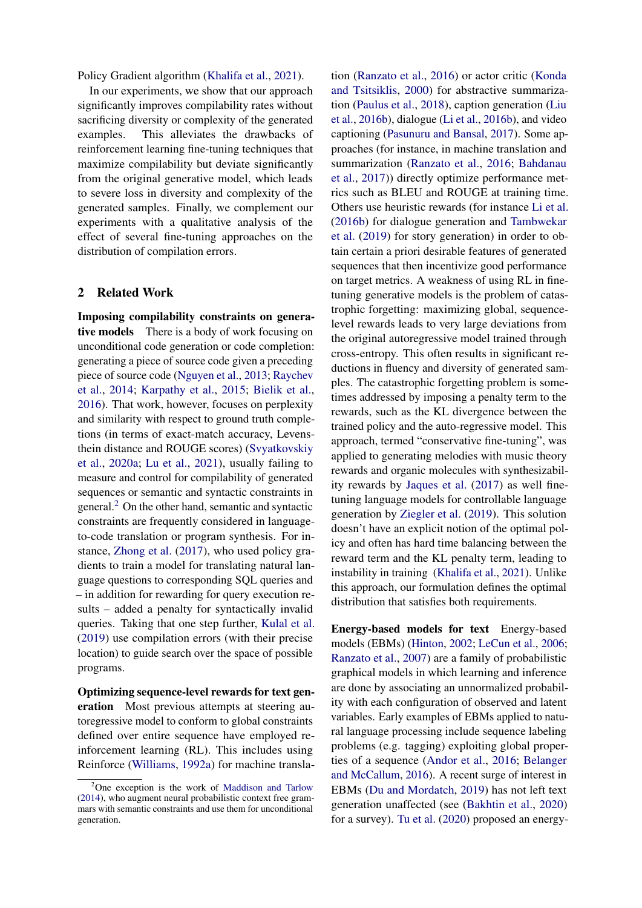Policy Gradient algorithm (Khalifa et al., 2021).

In our experiments, we show that our approach significantly improves compilability rates without sacrificing diversity or complexity of the generated examples. This alleviates the drawbacks of reinforcement learning fine-tuning techniques that maximize compilability but deviate significantly from the original generative model, which leads to severe loss in diversity and complexity of the generated samples. Finally, we complement our experiments with a qualitative analysis of the effect of several fine-tuning approaches on the distribution of compilation errors.

## 2 Related Work

**Imposing compilability constraints on generative models** There is a body of work focusing on unconditional code generation or code completion: generating a piece of source code given a preceding piece of source code (Nguyen et al., 2013; Raychev et al., 2014; Karpathy et al., 2015; Bielik et al., 2016). That work, however, focuses on perplexity and similarity with respect to ground truth completions (in terms of exact-match accuracy, Levensthein distance and ROUGE scores) (Svyatkovskiy et al., 2020a; Lu et al., 2021), usually failing to measure and control for compilability of generated sequences or semantic and syntactic constraints in general.[2] On the other hand, semantic and syntactic constraints are frequently considered in language-to-code translation or program synthesis. For instance, Zhong et al. (2017), who used policy gradients to train a model for translating natural language questions to corresponding SQL queries and – in addition for rewarding for query execution results – added a penalty for syntactically invalid queries. Taking that one step further, Kulal et al. (2019) use compilation errors (with their precise location) to guide search over the space of possible programs.

**Optimizing sequence-level rewards for text generation** Most previous attempts at steering autoregressive model to conform to global constraints defined over entire sequence have employed reinforcement learning (RL). This includes using Reinforce (Williams, 1992a) for machine translation (Ranzato et al., 2016) or actor critic (Konda and Tsitsiklis, 2000) for abstractive summarization (Paulus et al., 2018), caption generation (Liu et al., 2016b), dialogue (Li et al., 2016b), and video captioning (Pasunuru and Bansal, 2017). Some approaches (for instance, in machine translation and summarization (Ranzato et al., 2016; Bahdanau et al., 2017)) directly optimize performance metrics such as BLEU and ROUGE at training time. Others use heuristic rewards (for instance Li et al. (2016b) for dialogue generation and Tambwekar et al. (2019) for story generation) in order to obtain certain a priori desirable features of generated sequences that then incentivize good performance on target metrics. A weakness of using RL in fine-tuning generative models is the problem of catastrophic forgetting: maximizing global, sequence-level rewards leads to very large deviations from the original autoregressive model trained through cross-entropy. This often results in significant reductions in fluency and diversity of generated samples. The catastrophic forgetting problem is sometimes addressed by imposing a penalty term to the rewards, such as the KL divergence between the trained policy and the auto-regressive model. This approach, termed "conservative fine-tuning", was applied to generating melodies with music theory rewards and organic molecules with synthesizability rewards by Jaques et al. (2017) as well fine-tuning language models for controllable language generation by Ziegler et al. (2019). This solution doesn't have an explicit notion of the optimal policy and often has hard time balancing between the reward term and the KL penalty term, leading to instability in training (Khalifa et al., 2021). Unlike this approach, our formulation defines the optimal distribution that satisfies both requirements.

**Energy-based models for text** Energy-based models (EBMs) (Hinton, 2002; LeCun et al., 2006; Ranzato et al., 2007) are a family of probabilistic graphical models in which learning and inference are done by associating an unnormalized probability with each configuration of observed and latent variables. Early examples of EBMs applied to natural language processing include sequence labeling problems (e.g. tagging) exploiting global properties of a sequence (Andor et al., 2016; Belanger and McCallum, 2016). A recent surge of interest in EBMs (Du and Mordatch, 2019) has not left text generation unaffected (see (Bakhtin et al., 2020) for a survey). Tu et al. (2020) proposed an energy-

[2] One exception is the work of Maddison and Tarlow (2014), who augment neural probabilistic context free grammars with semantic constraints and use them for unconditional generation.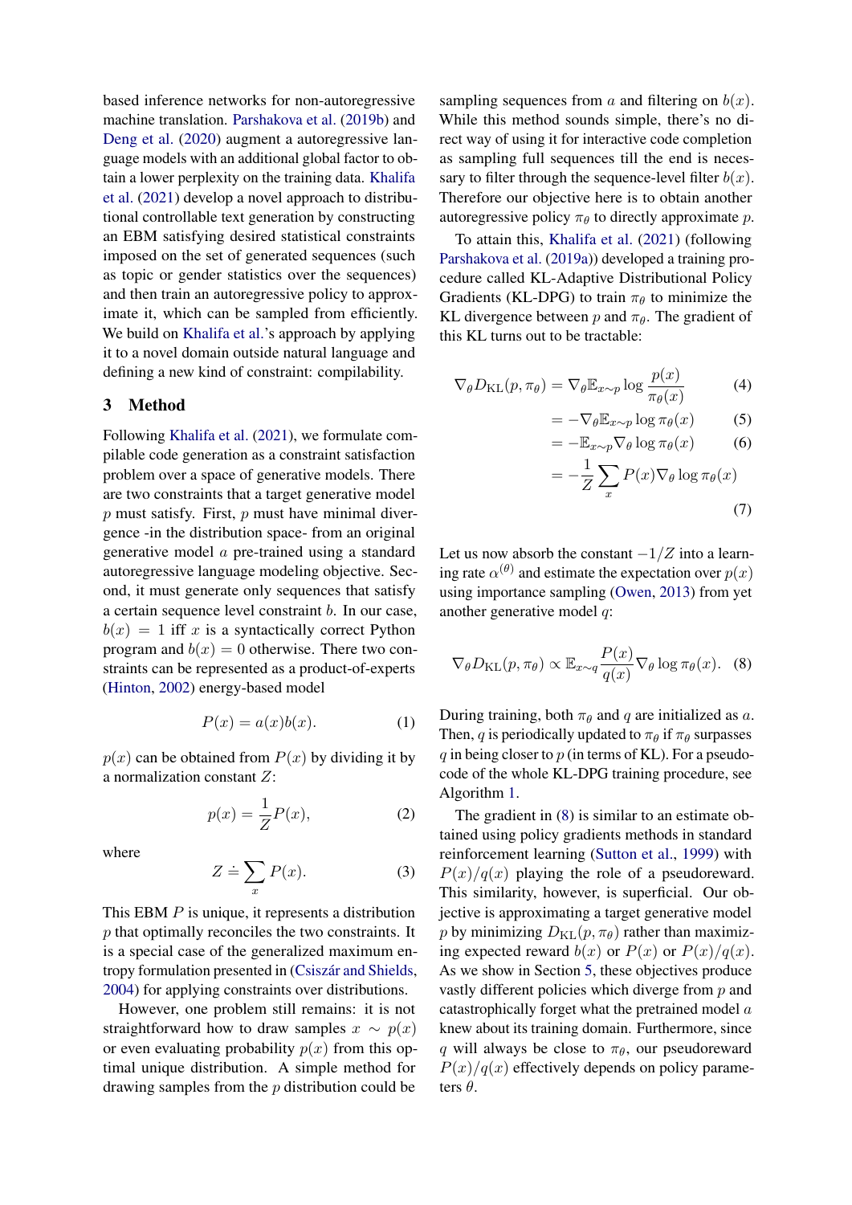based inference networks for non-autoregressive machine translation. Parshakova et al. (2019b) and Deng et al. (2020) augment a autoregressive language models with an additional global factor to obtain a lower perplexity on the training data. Khalifa et al. (2021) develop a novel approach to distributional controllable text generation by constructing an EBM satisfying desired statistical constraints imposed on the set of generated sequences (such as topic or gender statistics over the sequences) and then train an autoregressive policy to approximate it, which can be sampled from efficiently. We build on Khalifa et al.'s approach by applying it to a novel domain outside natural language and defining a new kind of constraint: compilability.

## 3 Method

Following Khalifa et al. (2021), we formulate compilable code generation as a constraint satisfaction problem over a space of generative models. There are two constraints that a target generative model $p$ must satisfy. First, $p$ must have minimal divergence -in the distribution space- from an original generative model $a$ pre-trained using a standard autoregressive language modeling objective. Second, it must generate only sequences that satisfy a certain sequence level constraint $b$. In our case, $b(x) = 1$ iff $x$ is a syntactically correct Python program and $b(x) = 0$ otherwise. There two constraints can be represented as a product-of-experts (Hinton, 2002) energy-based model

$$P(x) = a(x)b(x). \tag{1}$$

$p(x)$ can be obtained from $P(x)$ by dividing it by a normalization constant $Z$:

$$p(x) = \frac{1}{Z}P(x), \tag{2}$$

where

$$Z \doteq \sum_x P(x). \tag{3}$$

This EBM $P$ is unique, it represents a distribution $p$ that optimally reconciles the two constraints. It is a special case of the generalized maximum entropy formulation presented in (Csiszár and Shields, 2004) for applying constraints over distributions.

However, one problem still remains: it is not straightforward how to draw samples $x \sim p(x)$ or even evaluating probability $p(x)$ from this optimal unique distribution. A simple method for drawing samples from the $p$ distribution could be sampling sequences from $a$ and filtering on $b(x)$. While this method sounds simple, there's no direct way of using it for interactive code completion as sampling full sequences till the end is necessary to filter through the sequence-level filter $b(x)$. Therefore our objective here is to obtain another autoregressive policy $\pi_\theta$ to directly approximate $p$.

To attain this, Khalifa et al. (2021) (following Parshakova et al. (2019a)) developed a training procedure called KL-Adaptive Distributional Policy Gradients (KL-DPG) to train $\pi_\theta$ to minimize the KL divergence between $p$ and $\pi_\theta$. The gradient of this KL turns out to be tractable:

$$\nabla_\theta D_{\mathrm{KL}}(p, \pi_\theta) = \nabla_\theta \mathbb{E}_{x\sim p} \log \frac{p(x)}{\pi_\theta(x)} \tag{4}$$

$$= -\nabla_\theta \mathbb{E}_{x\sim p} \log \pi_\theta(x) \tag{5}$$

$$= -\mathbb{E}_{x\sim p} \nabla_\theta \log \pi_\theta(x) \tag{6}$$

$$= -\frac{1}{Z}\sum_x P(x)\nabla_\theta \log \pi_\theta(x) \tag{7}$$

Let us now absorb the constant $-1/Z$ into a learning rate $\alpha^{(\theta)}$ and estimate the expectation over $p(x)$ using importance sampling (Owen, 2013) from yet another generative model $q$:

$$\nabla_\theta D_{\mathrm{KL}}(p, \pi_\theta) \propto \mathbb{E}_{x\sim q} \frac{P(x)}{q(x)} \nabla_\theta \log \pi_\theta(x). \tag{8}$$

During training, both $\pi_\theta$ and $q$ are initialized as $a$. Then, $q$ is periodically updated to $\pi_\theta$ if $\pi_\theta$ surpasses $q$ in being closer to $p$ (in terms of KL). For a pseudo-code of the whole KL-DPG training procedure, see Algorithm 1.

The gradient in (8) is similar to an estimate obtained using policy gradients methods in standard reinforcement learning (Sutton et al., 1999) with $P(x)/q(x)$ playing the role of a pseudoreward. This similarity, however, is superficial. Our objective is approximating a target generative model $p$ by minimizing $D_{\mathrm{KL}}(p, \pi_\theta)$ rather than maximizing expected reward $b(x)$ or $P(x)$ or $P(x)/q(x)$. As we show in Section 5, these objectives produce vastly different policies which diverge from $p$ and catastrophically forget what the pretrained model $a$ knew about its training domain. Furthermore, since $q$ will always be close to $\pi_\theta$, our pseudoreward $P(x)/q(x)$ effectively depends on policy parameters $\theta$.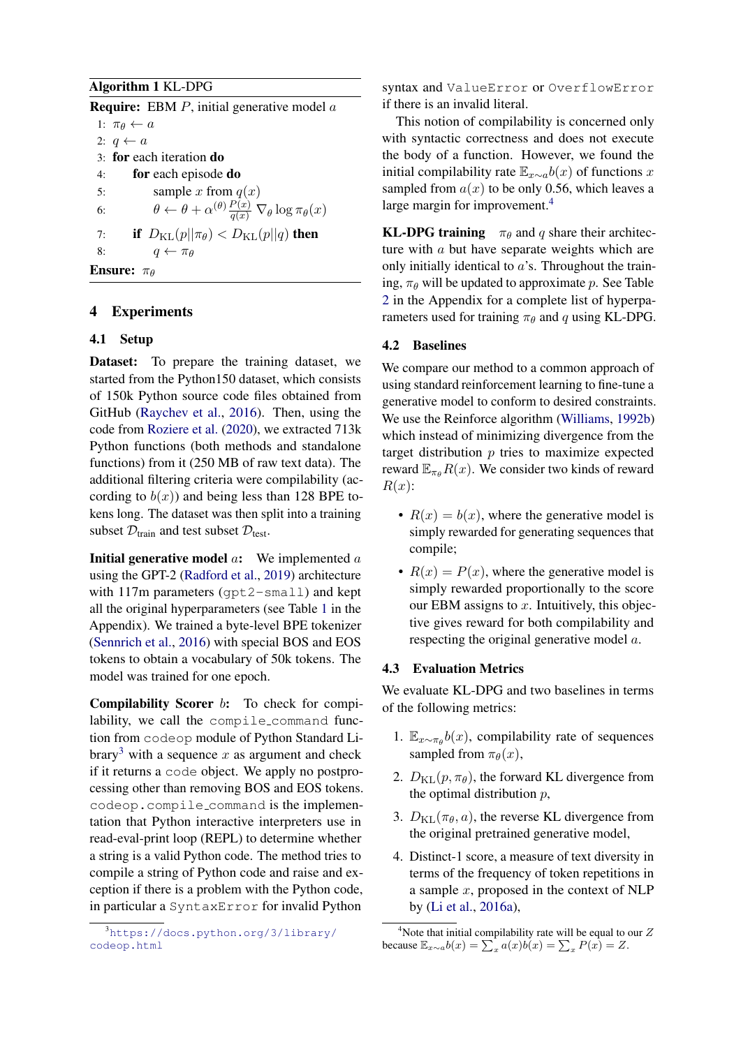**Algorithm 1** KL-DPG

**Require:** EBM $P$, initial generative model $a$

1: $\pi_\theta \leftarrow a$
2: $q \leftarrow a$
3: **for** each iteration **do**
4: &nbsp;&nbsp;&nbsp;&nbsp;**for** each episode **do**
5: &nbsp;&nbsp;&nbsp;&nbsp;&nbsp;&nbsp;&nbsp;&nbsp;sample $x$ from $q(x)$
6: &nbsp;&nbsp;&nbsp;&nbsp;&nbsp;&nbsp;&nbsp;&nbsp;$\theta \leftarrow \theta + \alpha^{(\theta)} \frac{P(x)}{q(x)} \nabla_\theta \log \pi_\theta(x)$
7: &nbsp;&nbsp;&nbsp;&nbsp;**if** $D_{\mathrm{KL}}(p||\pi_\theta) < D_{\mathrm{KL}}(p||q)$ **then**
8: &nbsp;&nbsp;&nbsp;&nbsp;&nbsp;&nbsp;&nbsp;&nbsp;$q \leftarrow \pi_\theta$

**Ensure:** $\pi_\theta$

## 4 Experiments

### 4.1 Setup

**Dataset:** To prepare the training dataset, we started from the Python150 dataset, which consists of 150k Python source code files obtained from GitHub (Raychev et al., 2016). Then, using the code from Roziere et al. (2020), we extracted 713k Python functions (both methods and standalone functions) from it (250 MB of raw text data). The additional filtering criteria were compilability (according to $b(x)$) and being less than 128 BPE tokens long. The dataset was then split into a training subset $\mathcal{D}_{\text{train}}$ and test subset $\mathcal{D}_{\text{test}}$.

**Initial generative model $a$:** We implemented $a$ using the GPT-2 (Radford et al., 2019) architecture with 117m parameters (`gpt2-small`) and kept all the original hyperparameters (see Table 1 in the Appendix). We trained a byte-level BPE tokenizer (Sennrich et al., 2016) with special BOS and EOS tokens to obtain a vocabulary of 50k tokens. The model was trained for one epoch.

**Compilability Scorer $b$:** To check for compilability, we call the `compile_command` function from `codeop` module of Python Standard Library[3] with a sequence $x$ as argument and check if it returns a `code` object. We apply no postprocessing other than removing BOS and EOS tokens. `codeop.compile_command` is the implementation that Python interactive interpreters use in read-eval-print loop (REPL) to determine whether a string is a valid Python code. The method tries to compile a string of Python code and raise and exception if there is a problem with the Python code, in particular a `SyntaxError` for invalid Python syntax and `ValueError` or `OverflowError` if there is an invalid literal.

This notion of compilability is concerned only with syntactic correctness and does not execute the body of a function. However, we found the initial compilability rate $\mathbb{E}_{x\sim a} b(x)$ of functions $x$ sampled from $a(x)$ to be only 0.56, which leaves a large margin for improvement.[4]

**KL-DPG training** $\pi_\theta$ and $q$ share their architecture with $a$ but have separate weights which are only initially identical to $a$'s. Throughout the training, $\pi_\theta$ will be updated to approximate $p$. See Table 2 in the Appendix for a complete list of hyperparameters used for training $\pi_\theta$ and $q$ using KL-DPG.

### 4.2 Baselines

We compare our method to a common approach of using standard reinforcement learning to fine-tune a generative model to conform to desired constraints. We use the Reinforce algorithm (Williams, 1992b) which instead of minimizing divergence from the target distribution $p$ tries to maximize expected reward $\mathbb{E}_{\pi_\theta} R(x)$. We consider two kinds of reward $R(x)$:

- $R(x) = b(x)$, where the generative model is simply rewarded for generating sequences that compile;
- $R(x) = P(x)$, where the generative model is simply rewarded proportionally to the score our EBM assigns to $x$. Intuitively, this objective gives reward for both compilability and respecting the original generative model $a$.

### 4.3 Evaluation Metrics

We evaluate KL-DPG and two baselines in terms of the following metrics:

1. $\mathbb{E}_{x\sim\pi_\theta} b(x)$, compilability rate of sequences sampled from $\pi_\theta(x)$,
2. $D_{\mathrm{KL}}(p, \pi_\theta)$, the forward KL divergence from the optimal distribution $p$,
3. $D_{\mathrm{KL}}(\pi_\theta, a)$, the reverse KL divergence from the original pretrained generative model,
4. Distinct-1 score, a measure of text diversity in terms of the frequency of token repetitions in a sample $x$, proposed in the context of NLP by (Li et al., 2016a),

[3] https://docs.python.org/3/library/codeop.html

[4] Note that initial compilability rate will be equal to our $Z$ because $\mathbb{E}_{x\sim a} b(x) = \sum_x a(x)b(x) = \sum_x P(x) = Z$.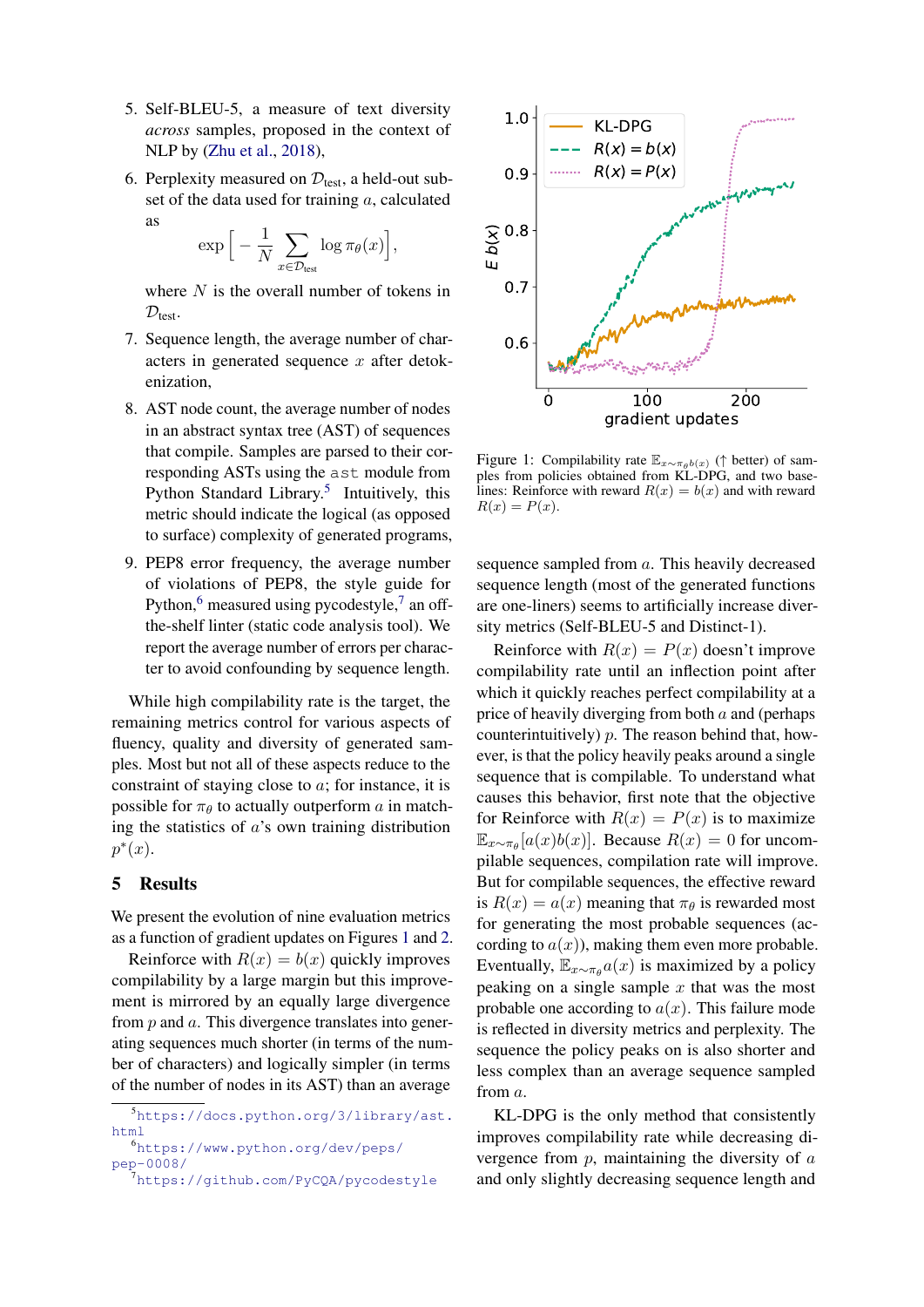5. Self-BLEU-5, a measure of text diversity *across* samples, proposed in the context of NLP by (Zhu et al., 2018),
6. Perplexity measured on $\mathcal{D}_{\text{test}}$, a held-out subset of the data used for training $a$, calculated as

$$\exp\Big[-\frac{1}{N}\sum_{x\in\mathcal{D}_{\text{test}}}\log\pi_\theta(x)\Big],$$

   where $N$ is the overall number of tokens in $\mathcal{D}_{\text{test}}$.
7. Sequence length, the average number of characters in generated sequence $x$ after detokenization,
8. AST node count, the average number of nodes in an abstract syntax tree (AST) of sequences that compile. Samples are parsed to their corresponding ASTs using the `ast` module from Python Standard Library.[5] Intuitively, this metric should indicate the logical (as opposed to surface) complexity of generated programs,
9. PEP8 error frequency, the average number of violations of PEP8, the style guide for Python,[6] measured using pycodestyle,[7] an off-the-shelf linter (static code analysis tool). We report the average number of errors per character to avoid confounding by sequence length.

While high compilability rate is the target, the remaining metrics control for various aspects of fluency, quality and diversity of generated samples. Most but not all of these aspects reduce to the constraint of staying close to $a$; for instance, it is possible for $\pi_\theta$ to actually outperform $a$ in matching the statistics of $a$'s own training distribution $p^*(x)$.

## 5 Results

We present the evolution of nine evaluation metrics as a function of gradient updates on Figures 1 and 2.

Reinforce with $R(x) = b(x)$ quickly improves compilability by a large margin but this improvement is mirrored by an equally large divergence from $p$ and $a$. This divergence translates into generating sequences much shorter (in terms of the number of characters) and logically simpler (in terms of the number of nodes in its AST) than an average sequence sampled from $a$. This heavily decreased sequence length (most of the generated functions are one-liners) seems to artificially increase diversity metrics (Self-BLEU-5 and Distinct-1).

Figure 1: Compilability rate $\mathbb{E}_{x\sim\pi_\theta}b(x)$ (↑ better) of samples from policies obtained from KL-DPG, and two baselines: Reinforce with reward $R(x) = b(x)$ and with reward $R(x) = P(x)$.

Reinforce with $R(x) = P(x)$ doesn't improve compilability rate until an inflection point after which it quickly reaches perfect compilability at a price of heavily diverging from both $a$ and (perhaps counterintuitively) $p$. The reason behind that, however, is that the policy heavily peaks around a single sequence that is compilable. To understand what causes this behavior, first note that the objective for Reinforce with $R(x) = P(x)$ is to maximize $\mathbb{E}_{x\sim\pi_\theta}[a(x)b(x)]$. Because $R(x) = 0$ for uncompilable sequences, compilation rate will improve. But for compilable sequences, the effective reward is $R(x) = a(x)$ meaning that $\pi_\theta$ is rewarded most for generating the most probable sequences (according to $a(x)$), making them even more probable. Eventually, $\mathbb{E}_{x\sim\pi_\theta}a(x)$ is maximized by a policy peaking on a single sample $x$ that was the most probable one according to $a(x)$. This failure mode is reflected in diversity metrics and perplexity. The sequence the policy peaks on is also shorter and less complex than an average sequence sampled from $a$.

KL-DPG is the only method that consistently improves compilability rate while decreasing divergence from $p$, maintaining the diversity of $a$ and only slightly decreasing sequence length and

[5] https://docs.python.org/3/library/ast.html

[6] https://www.python.org/dev/peps/pep-0008/

[7] https://github.com/PyCQA/pycodestyle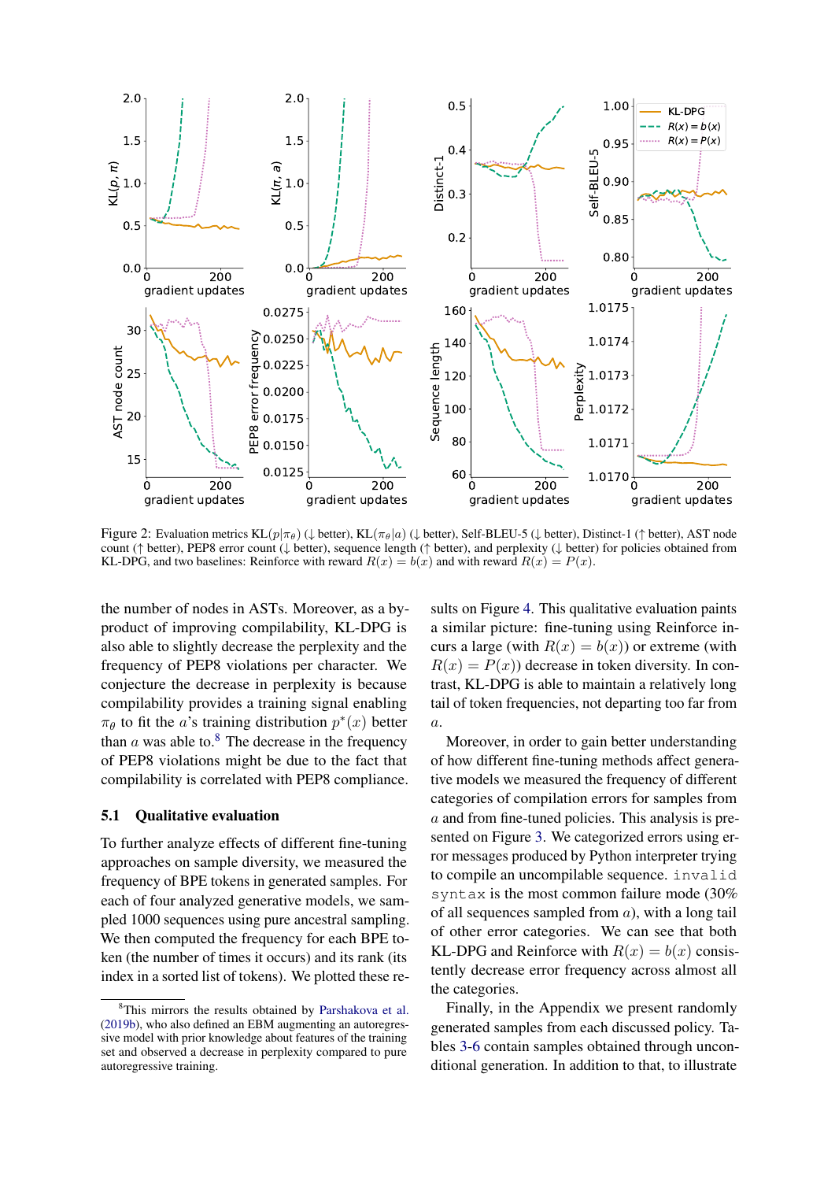Figure 2: Evaluation metrics KL($p|\pi_\theta$) (↓ better), KL($\pi_\theta|a$) (↓ better), Self-BLEU-5 (↓ better), Distinct-1 (↑ better), AST node count (↑ better), PEP8 error count (↓ better), sequence length (↑ better), and perplexity (↓ better) for policies obtained from KL-DPG, and two baselines: Reinforce with reward $R(x) = b(x)$ and with reward $R(x) = P(x)$.

the number of nodes in ASTs. Moreover, as a by-product of improving compilability, KL-DPG is also able to slightly decrease the perplexity and the frequency of PEP8 violations per character. We conjecture the decrease in perplexity is because compilability provides a training signal enabling $\pi_\theta$ to fit the $a$'s training distribution $p^*(x)$ better than $a$ was able to.[8] The decrease in the frequency of PEP8 violations might be due to the fact that compilability is correlated with PEP8 compliance.

### 5.1 Qualitative evaluation

To further analyze effects of different fine-tuning approaches on sample diversity, we measured the frequency of BPE tokens in generated samples. For each of four analyzed generative models, we sampled 1000 sequences using pure ancestral sampling. We then computed the frequency for each BPE token (the number of times it occurs) and its rank (its index in a sorted list of tokens). We plotted these results on Figure 4. This qualitative evaluation paints a similar picture: fine-tuning using Reinforce incurs a large (with $R(x) = b(x)$) or extreme (with $R(x) = P(x)$) decrease in token diversity. In contrast, KL-DPG is able to maintain a relatively long tail of token frequencies, not departing too far from $a$.

Moreover, in order to gain better understanding of how different fine-tuning methods affect generative models we measured the frequency of different categories of compilation errors for samples from $a$ and from fine-tuned policies. This analysis is presented on Figure 3. We categorized errors using error messages produced by Python interpreter trying to compile an uncompilable sequence. `invalid syntax` is the most common failure mode (30% of all sequences sampled from $a$), with a long tail of other error categories. We can see that both KL-DPG and Reinforce with $R(x) = b(x)$ consistently decrease error frequency across almost all the categories.

Finally, in the Appendix we present randomly generated samples from each discussed policy. Tables 3-6 contain samples obtained through unconditional generation. In addition to that, to illustrate

[8] This mirrors the results obtained by Parshakova et al. (2019b), who also defined an EBM augmenting an autoregressive model with prior knowledge about features of the training set and observed a decrease in perplexity compared to pure autoregressive training.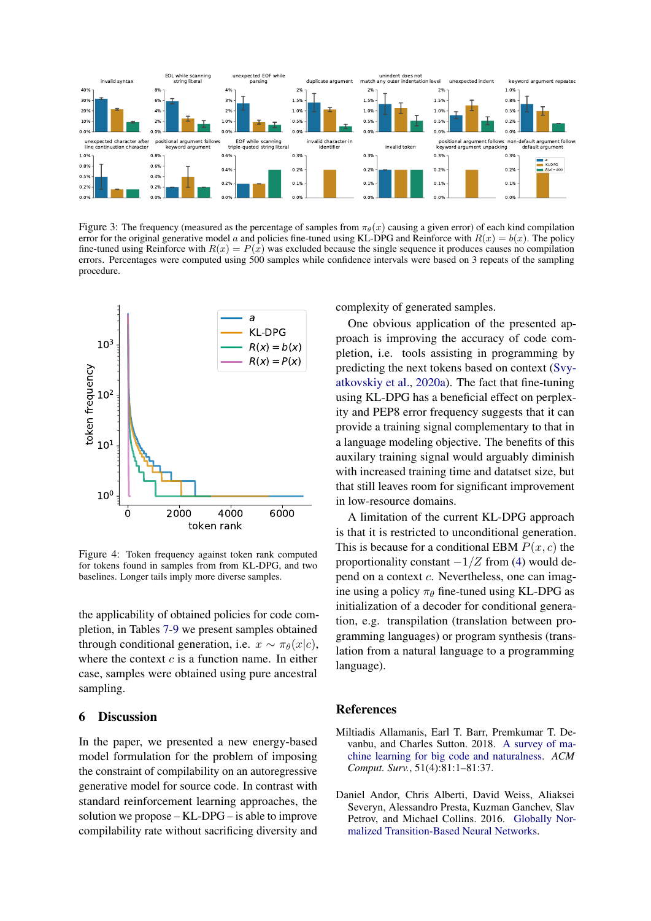Figure 3: The frequency (measured as the percentage of samples from $\pi_\theta(x)$ causing a given error) of each kind compilation error for the original generative model $a$ and policies fine-tuned using KL-DPG and Reinforce with $R(x) = b(x)$. The policy fine-tuned using Reinforce with $R(x) = P(x)$ was excluded because the single sequence it produces causes no compilation errors. Percentages were computed using 500 samples while confidence intervals were based on 3 repeats of the sampling procedure.

Figure 4: Token frequency against token rank computed for tokens found in samples from from KL-DPG, and two baselines. Longer tails imply more diverse samples.

the applicability of obtained policies for code completion, in Tables 7-9 we present samples obtained through conditional generation, i.e. $x \sim \pi_\theta(x|c)$, where the context $c$ is a function name. In either case, samples were obtained using pure ancestral sampling.

## 6 Discussion

In the paper, we presented a new energy-based model formulation for the problem of imposing the constraint of compilability on an autoregressive generative model for source code. In contrast with standard reinforcement learning approaches, the solution we propose – KL-DPG – is able to improve compilability rate without sacrificing diversity and complexity of generated samples.

One obvious application of the presented approach is improving the accuracy of code completion, i.e. tools assisting in programming by predicting the next tokens based on context (Svyatkovskiy et al., 2020a). The fact that fine-tuning using KL-DPG has a beneficial effect on perplexity and PEP8 error frequency suggests that it can provide a training signal complementary to that in a language modeling objective. The benefits of this auxilary training signal would arguably diminish with increased training time and datatset size, but that still leaves room for significant improvement in low-resource domains.

A limitation of the current KL-DPG approach is that it is restricted to unconditional generation. This is because for a conditional EBM $P(x, c)$ the proportionality constant $-1/Z$ from (4) would depend on a context $c$. Nevertheless, one can imagine using a policy $\pi_\theta$ fine-tuned using KL-DPG as initialization of a decoder for conditional generation, e.g. transpilation (translation between programming languages) or program synthesis (translation from a natural language to a programming language).

## References

Miltiadis Allamanis, Earl T. Barr, Premkumar T. Devanbu, and Charles Sutton. 2018. A survey of machine learning for big code and naturalness. *ACM Comput. Surv.*, 51(4):81:1–81:37.

Daniel Andor, Chris Alberti, David Weiss, Aliaksei Severyn, Alessandro Presta, Kuzman Ganchev, Slav Petrov, and Michael Collins. 2016. Globally Normalized Transition-Based Neural Networks.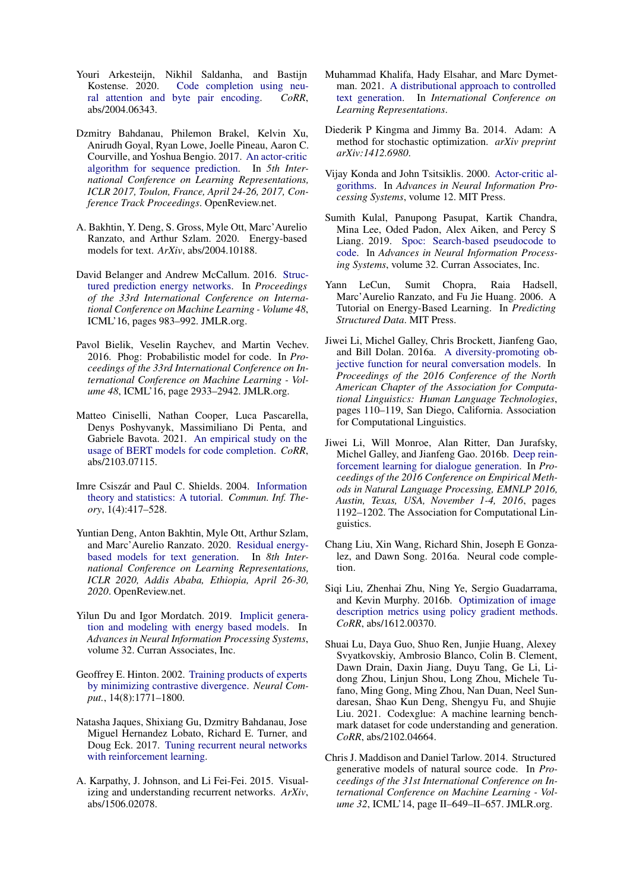Youri Arkesteijn, Nikhil Saldanha, and Bastijn Kostense. 2020. Code completion using neural attention and byte pair encoding. *CoRR*, abs/2004.06343.

Dzmitry Bahdanau, Philemon Brakel, Kelvin Xu, Anirudh Goyal, Ryan Lowe, Joelle Pineau, Aaron C. Courville, and Yoshua Bengio. 2017. An actor-critic algorithm for sequence prediction. In *5th International Conference on Learning Representations, ICLR 2017, Toulon, France, April 24-26, 2017, Conference Track Proceedings*. OpenReview.net.

A. Bakhtin, Y. Deng, S. Gross, Myle Ott, Marc'Aurelio Ranzato, and Arthur Szlam. 2020. Energy-based models for text. *ArXiv*, abs/2004.10188.

David Belanger and Andrew McCallum. 2016. Structured prediction energy networks. In *Proceedings of the 33rd International Conference on International Conference on Machine Learning - Volume 48*, ICML'16, pages 983–992. JMLR.org.

Pavol Bielik, Veselin Raychev, and Martin Vechev. 2016. Phog: Probabilistic model for code. In *Proceedings of the 33rd International Conference on International Conference on Machine Learning - Volume 48*, ICML'16, page 2933–2942. JMLR.org.

Matteo Ciniselli, Nathan Cooper, Luca Pascarella, Denys Poshyvanyk, Massimiliano Di Penta, and Gabriele Bavota. 2021. An empirical study on the usage of BERT models for code completion. *CoRR*, abs/2103.07115.

Imre Csiszár and Paul C. Shields. 2004. Information theory and statistics: A tutorial. *Commun. Inf. Theory*, 1(4):417–528.

Yuntian Deng, Anton Bakhtin, Myle Ott, Arthur Szlam, and Marc'Aurelio Ranzato. 2020. Residual energy-based models for text generation. In *8th International Conference on Learning Representations, ICLR 2020, Addis Ababa, Ethiopia, April 26-30, 2020*. OpenReview.net.

Yilun Du and Igor Mordatch. 2019. Implicit generation and modeling with energy based models. In *Advances in Neural Information Processing Systems*, volume 32. Curran Associates, Inc.

Geoffrey E. Hinton. 2002. Training products of experts by minimizing contrastive divergence. *Neural Comput.*, 14(8):1771–1800.

Natasha Jaques, Shixiang Gu, Dzmitry Bahdanau, Jose Miguel Hernandez Lobato, Richard E. Turner, and Doug Eck. 2017. Tuning recurrent neural networks with reinforcement learning.

A. Karpathy, J. Johnson, and Li Fei-Fei. 2015. Visualizing and understanding recurrent networks. *ArXiv*, abs/1506.02078.

Muhammad Khalifa, Hady Elsahar, and Marc Dymetman. 2021. A distributional approach to controlled text generation. In *International Conference on Learning Representations*.

Diederik P Kingma and Jimmy Ba. 2014. Adam: A method for stochastic optimization. *arXiv preprint arXiv:1412.6980*.

Vijay Konda and John Tsitsiklis. 2000. Actor-critic algorithms. In *Advances in Neural Information Processing Systems*, volume 12. MIT Press.

Sumith Kulal, Panupong Pasupat, Kartik Chandra, Mina Lee, Oded Padon, Alex Aiken, and Percy S Liang. 2019. Spoc: Search-based pseudocode to code. In *Advances in Neural Information Processing Systems*, volume 32. Curran Associates, Inc.

Yann LeCun, Sumit Chopra, Raia Hadsell, Marc'Aurelio Ranzato, and Fu Jie Huang. 2006. A Tutorial on Energy-Based Learning. In *Predicting Structured Data*. MIT Press.

Jiwei Li, Michel Galley, Chris Brockett, Jianfeng Gao, and Bill Dolan. 2016a. A diversity-promoting objective function for neural conversation models. In *Proceedings of the 2016 Conference of the North American Chapter of the Association for Computational Linguistics: Human Language Technologies*, pages 110–119, San Diego, California. Association for Computational Linguistics.

Jiwei Li, Will Monroe, Alan Ritter, Dan Jurafsky, Michel Galley, and Jianfeng Gao. 2016b. Deep reinforcement learning for dialogue generation. In *Proceedings of the 2016 Conference on Empirical Methods in Natural Language Processing, EMNLP 2016, Austin, Texas, USA, November 1-4, 2016*, pages 1192–1202. The Association for Computational Linguistics.

Chang Liu, Xin Wang, Richard Shin, Joseph E Gonzalez, and Dawn Song. 2016a. Neural code completion.

Siqi Liu, Zhenhai Zhu, Ning Ye, Sergio Guadarrama, and Kevin Murphy. 2016b. Optimization of image description metrics using policy gradient methods. *CoRR*, abs/1612.00370.

Shuai Lu, Daya Guo, Shuo Ren, Junjie Huang, Alexey Svyatkovskiy, Ambrosio Blanco, Colin B. Clement, Dawn Drain, Daxin Jiang, Duyu Tang, Ge Li, Lidong Zhou, Linjun Shou, Long Zhou, Michele Tufano, Ming Gong, Ming Zhou, Nan Duan, Neel Sundaresan, Shao Kun Deng, Shengyu Fu, and Shujie Liu. 2021. Codexglue: A machine learning benchmark dataset for code understanding and generation. *CoRR*, abs/2102.04664.

Chris J. Maddison and Daniel Tarlow. 2014. Structured generative models of natural source code. In *Proceedings of the 31st International Conference on International Conference on Machine Learning - Volume 32*, ICML'14, page II–649–II–657. JMLR.org.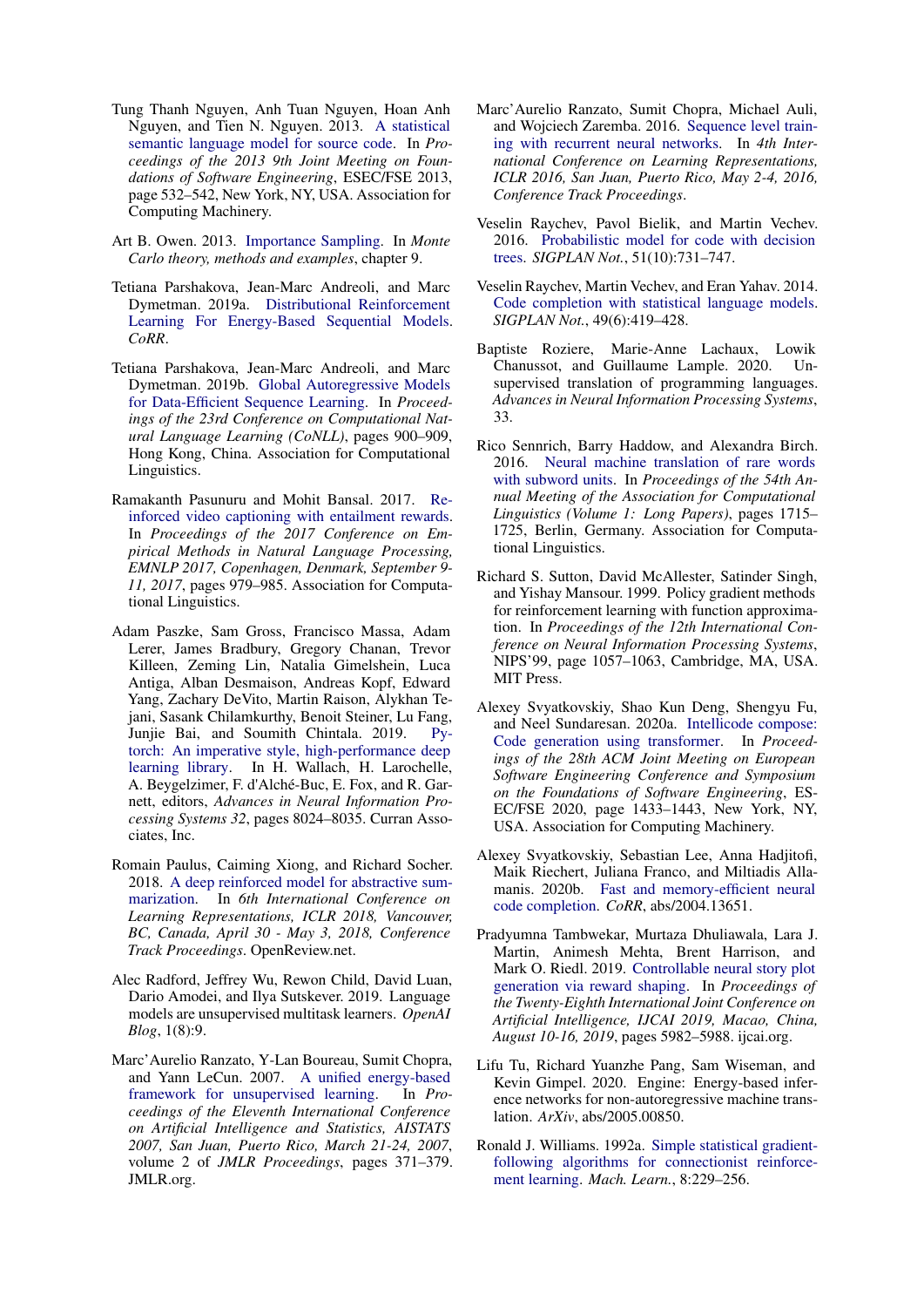Tung Thanh Nguyen, Anh Tuan Nguyen, Hoan Anh Nguyen, and Tien N. Nguyen. 2013. A statistical semantic language model for source code. In *Proceedings of the 2013 9th Joint Meeting on Foundations of Software Engineering*, ESEC/FSE 2013, page 532–542, New York, NY, USA. Association for Computing Machinery.

Art B. Owen. 2013. Importance Sampling. In *Monte Carlo theory, methods and examples*, chapter 9.

Tetiana Parshakova, Jean-Marc Andreoli, and Marc Dymetman. 2019a. Distributional Reinforcement Learning For Energy-Based Sequential Models. *CoRR*.

Tetiana Parshakova, Jean-Marc Andreoli, and Marc Dymetman. 2019b. Global Autoregressive Models for Data-Efficient Sequence Learning. In *Proceedings of the 23rd Conference on Computational Natural Language Learning (CoNLL)*, pages 900–909, Hong Kong, China. Association for Computational Linguistics.

Ramakanth Pasunuru and Mohit Bansal. 2017. Reinforced video captioning with entailment rewards. In *Proceedings of the 2017 Conference on Empirical Methods in Natural Language Processing, EMNLP 2017, Copenhagen, Denmark, September 9-11, 2017*, pages 979–985. Association for Computational Linguistics.

Adam Paszke, Sam Gross, Francisco Massa, Adam Lerer, James Bradbury, Gregory Chanan, Trevor Killeen, Zeming Lin, Natalia Gimelshein, Luca Antiga, Alban Desmaison, Andreas Kopf, Edward Yang, Zachary DeVito, Martin Raison, Alykhan Tejani, Sasank Chilamkurthy, Benoit Steiner, Lu Fang, Junjie Bai, and Soumith Chintala. 2019. Pytorch: An imperative style, high-performance deep learning library. In H. Wallach, H. Larochelle, A. Beygelzimer, F. d'Alché-Buc, E. Fox, and R. Garnett, editors, *Advances in Neural Information Processing Systems 32*, pages 8024–8035. Curran Associates, Inc.

Romain Paulus, Caiming Xiong, and Richard Socher. 2018. A deep reinforced model for abstractive summarization. In *6th International Conference on Learning Representations, ICLR 2018, Vancouver, BC, Canada, April 30 - May 3, 2018, Conference Track Proceedings*. OpenReview.net.

Alec Radford, Jeffrey Wu, Rewon Child, David Luan, Dario Amodei, and Ilya Sutskever. 2019. Language models are unsupervised multitask learners. *OpenAI Blog*, 1(8):9.

Marc'Aurelio Ranzato, Y-Lan Boureau, Sumit Chopra, and Yann LeCun. 2007. A unified energy-based framework for unsupervised learning. In *Proceedings of the Eleventh International Conference on Artificial Intelligence and Statistics, AISTATS 2007, San Juan, Puerto Rico, March 21-24, 2007*, volume 2 of *JMLR Proceedings*, pages 371–379. JMLR.org.

Marc'Aurelio Ranzato, Sumit Chopra, Michael Auli, and Wojciech Zaremba. 2016. Sequence level training with recurrent neural networks. In *4th International Conference on Learning Representations, ICLR 2016, San Juan, Puerto Rico, May 2-4, 2016, Conference Track Proceedings*.

Veselin Raychev, Pavol Bielik, and Martin Vechev. 2016. Probabilistic model for code with decision trees. *SIGPLAN Not.*, 51(10):731–747.

Veselin Raychev, Martin Vechev, and Eran Yahav. 2014. Code completion with statistical language models. *SIGPLAN Not.*, 49(6):419–428.

Baptiste Roziere, Marie-Anne Lachaux, Lowik Chanussot, and Guillaume Lample. 2020. Unsupervised translation of programming languages. *Advances in Neural Information Processing Systems*, 33.

Rico Sennrich, Barry Haddow, and Alexandra Birch. 2016. Neural machine translation of rare words with subword units. In *Proceedings of the 54th Annual Meeting of the Association for Computational Linguistics (Volume 1: Long Papers)*, pages 1715–1725, Berlin, Germany. Association for Computational Linguistics.

Richard S. Sutton, David McAllester, Satinder Singh, and Yishay Mansour. 1999. Policy gradient methods for reinforcement learning with function approximation. In *Proceedings of the 12th International Conference on Neural Information Processing Systems*, NIPS'99, page 1057–1063, Cambridge, MA, USA. MIT Press.

Alexey Svyatkovskiy, Shao Kun Deng, Shengyu Fu, and Neel Sundaresan. 2020a. Intellicode compose: Code generation using transformer. In *Proceedings of the 28th ACM Joint Meeting on European Software Engineering Conference and Symposium on the Foundations of Software Engineering*, ESEC/FSE 2020, page 1433–1443, New York, NY, USA. Association for Computing Machinery.

Alexey Svyatkovskiy, Sebastian Lee, Anna Hadjitofi, Maik Riechert, Juliana Franco, and Miltiadis Allamanis. 2020b. Fast and memory-efficient neural code completion. *CoRR*, abs/2004.13651.

Pradyumna Tambwekar, Murtaza Dhuliawala, Lara J. Martin, Animesh Mehta, Brent Harrison, and Mark O. Riedl. 2019. Controllable neural story plot generation via reward shaping. In *Proceedings of the Twenty-Eighth International Joint Conference on Artificial Intelligence, IJCAI 2019, Macao, China, August 10-16, 2019*, pages 5982–5988. ijcai.org.

Lifu Tu, Richard Yuanzhe Pang, Sam Wiseman, and Kevin Gimpel. 2020. Engine: Energy-based inference networks for non-autoregressive machine translation. *ArXiv*, abs/2005.00850.

Ronald J. Williams. 1992a. Simple statistical gradient-following algorithms for connectionist reinforcement learning. *Mach. Learn.*, 8:229–256.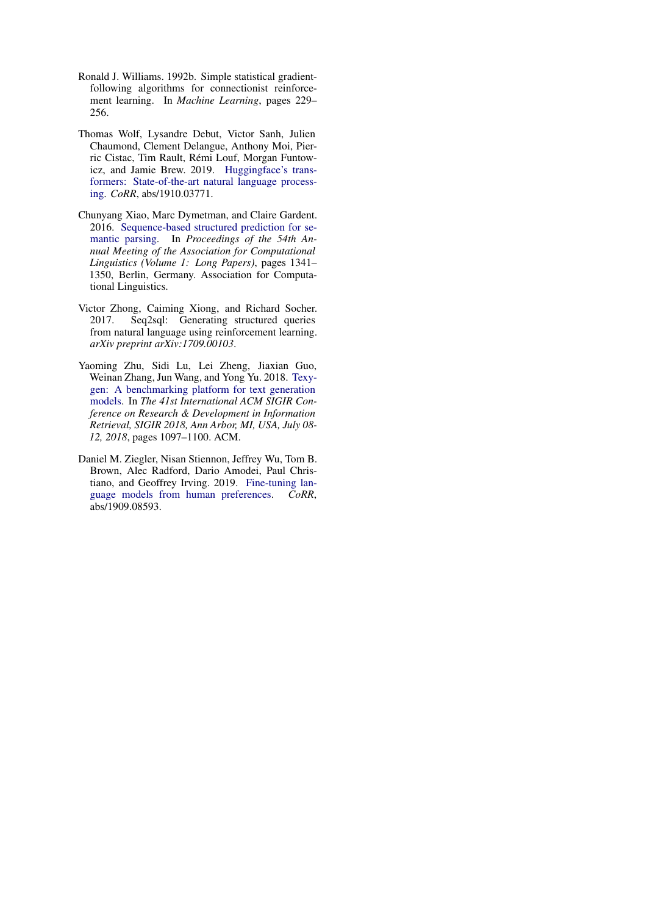Ronald J. Williams. 1992b. Simple statistical gradient-following algorithms for connectionist reinforcement learning. In *Machine Learning*, pages 229–256.

Thomas Wolf, Lysandre Debut, Victor Sanh, Julien Chaumond, Clement Delangue, Anthony Moi, Pierric Cistac, Tim Rault, Rémi Louf, Morgan Funtowicz, and Jamie Brew. 2019. Huggingface's transformers: State-of-the-art natural language processing. *CoRR*, abs/1910.03771.

Chunyang Xiao, Marc Dymetman, and Claire Gardent. 2016. Sequence-based structured prediction for semantic parsing. In *Proceedings of the 54th Annual Meeting of the Association for Computational Linguistics (Volume 1: Long Papers)*, pages 1341–1350, Berlin, Germany. Association for Computational Linguistics.

Victor Zhong, Caiming Xiong, and Richard Socher. 2017. Seq2sql: Generating structured queries from natural language using reinforcement learning. *arXiv preprint arXiv:1709.00103*.

Yaoming Zhu, Sidi Lu, Lei Zheng, Jiaxian Guo, Weinan Zhang, Jun Wang, and Yong Yu. 2018. Texygen: A benchmarking platform for text generation models. In *The 41st International ACM SIGIR Conference on Research & Development in Information Retrieval, SIGIR 2018, Ann Arbor, MI, USA, July 08-12, 2018*, pages 1097–1100. ACM.

Daniel M. Ziegler, Nisan Stiennon, Jeffrey Wu, Tom B. Brown, Alec Radford, Dario Amodei, Paul Christiano, and Geoffrey Irving. 2019. Fine-tuning language models from human preferences. *CoRR*, abs/1909.08593.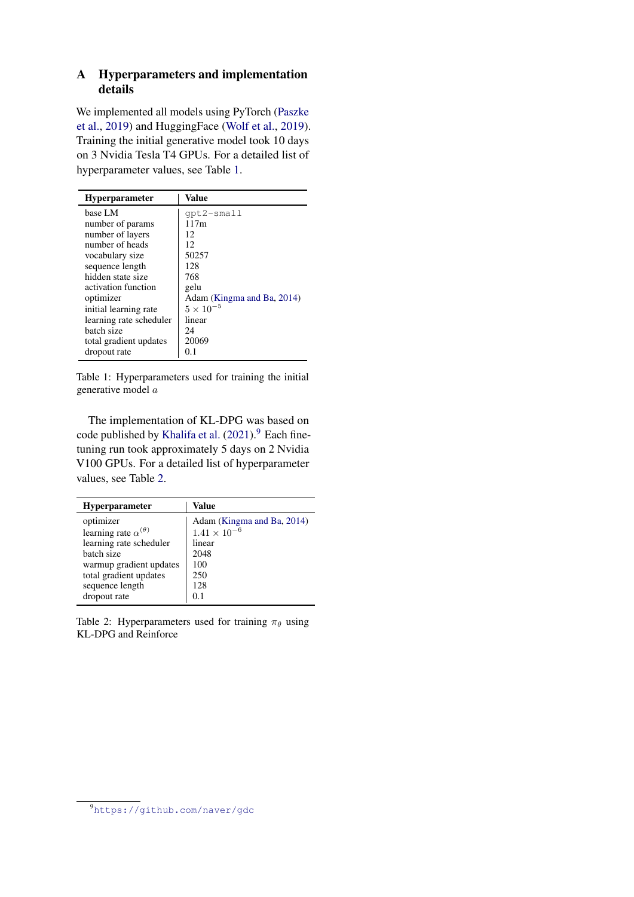# A Hyperparameters and implementation details

We implemented all models using PyTorch (Paszke et al., 2019) and HuggingFace (Wolf et al., 2019). Training the initial generative model took 10 days on 3 Nvidia Tesla T4 GPUs. For a detailed list of hyperparameter values, see Table 1.

| Hyperparameter | Value |
|---|---|
| base LM | `gpt2-small` |
| number of params | 117m |
| number of layers | 12 |
| number of heads | 12 |
| vocabulary size | 50257 |
| sequence length | 128 |
| hidden state size | 768 |
| activation function | gelu |
| optimizer | Adam (Kingma and Ba, 2014) |
| initial learning rate | $5 \times 10^{-5}$ |
| learning rate scheduler | linear |
| batch size | 24 |
| total gradient updates | 20069 |
| dropout rate | 0.1 |

Table 1: Hyperparameters used for training the initial generative model $a$

The implementation of KL-DPG was based on code published by Khalifa et al. (2021).[9] Each fine-tuning run took approximately 5 days on 2 Nvidia V100 GPUs. For a detailed list of hyperparameter values, see Table 2.

| Hyperparameter | Value |
|---|---|
| optimizer | Adam (Kingma and Ba, 2014) |
| learning rate $\alpha^{(\theta)}$ | $1.41 \times 10^{-6}$ |
| learning rate scheduler | linear |
| batch size | 2048 |
| warmup gradient updates | 100 |
| total gradient updates | 250 |
| sequence length | 128 |
| dropout rate | 0.1 |

Table 2: Hyperparameters used for training $\pi_\theta$ using KL-DPG and Reinforce

[9] https://github.com/naver/gdc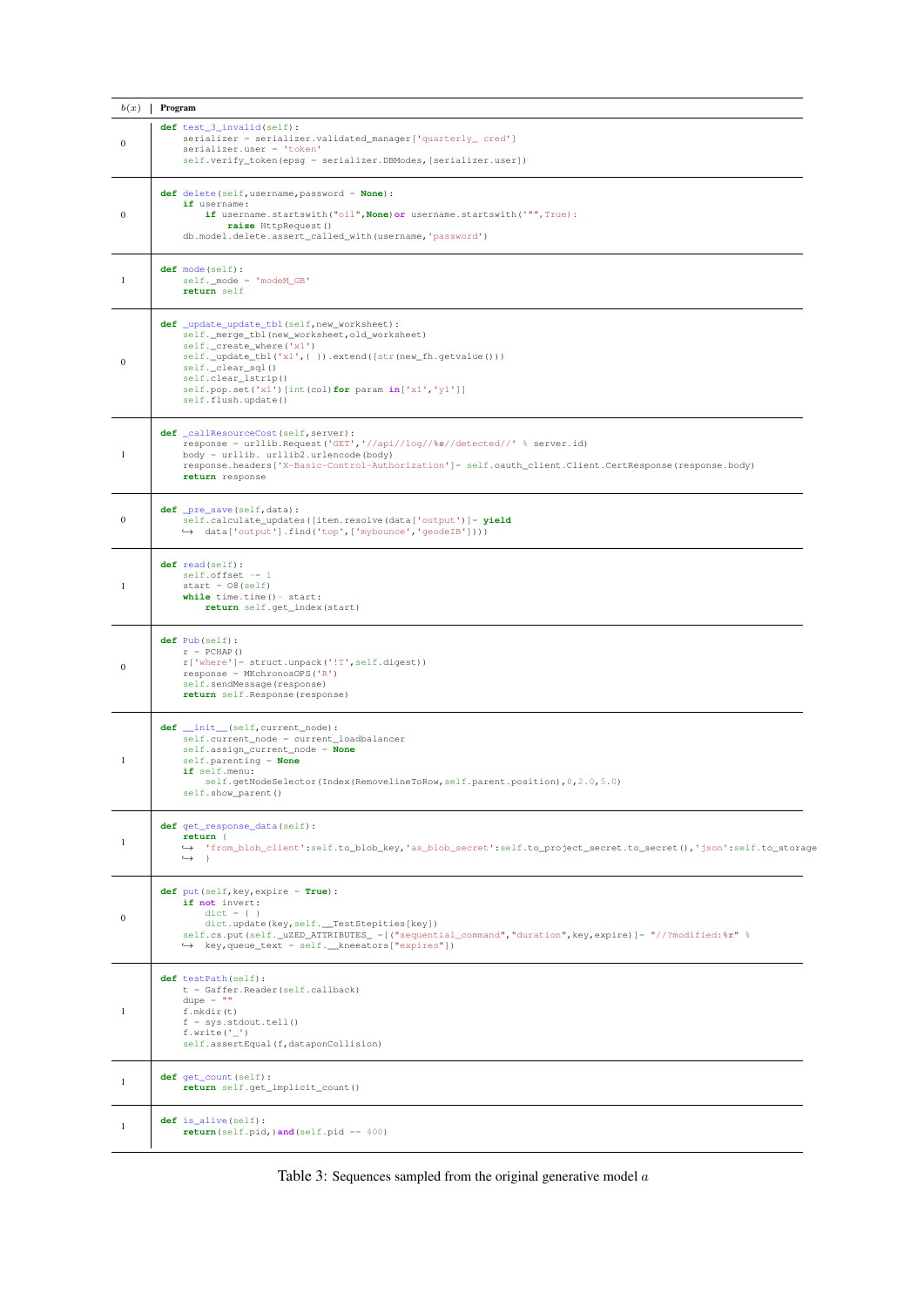| $b(x)$ | Program |
|---|---|
| 0 | `def test_3_invalid(self):`<br>`    serializer = serializer.validated_manager['quarterly_ cred']`<br>`    serializer.user = 'token'`<br>`    self.verify_token(epsg = serializer.DBModes,[serializer.user])` |
| 0 | `def delete(self,username,password = None):`<br>`    if username:`<br>`        if username.startswith("oil",None)or username.startswith('"",True):`<br>`            raise HttpRequest()`<br>`    db.model.delete.assert_called_with(username,'password')` |
| 1 | `def mode(self):`<br>`    self._mode = 'modeM_GB'`<br>`    return self` |
| 0 | `def _update_update_tbl(self,new_worksheet):`<br>`    self._merge_tbl(new_worksheet,old_worksheet)`<br>`    self._create_where('x1')`<br>`    self._update_tbl('x1',{ }).extend([str(new_fh.getvalue()))`<br>`    self._clear_sql()`<br>`    self.clear_lstrip()`<br>`    self.pop.set('x1')[int(col)for param in['x1','y1']]`<br>`    self.flush.update()` |
| 1 | `def _callResourceCost(self,server):`<br>`    response = urllib.Request('GET','//api//log//%s//detected//' % server.id)`<br>`    body = urllib. urllib2.urlencode(body)`<br>`    response.headers['X-Basic-Control-Authorization']= self.oauth_client.Client.CertResponse(response.body)`<br>`    return response` |
| 0 | `def _pre_save(self,data):`<br>`    self.calculate_updates([item.resolve(data['output')]= yield`<br>`    ↪ data['output'].find('top',['mybounce','geodeIB']]))` |
| 1 | `def read(self):`<br>`    self.offset -= 1`<br>`    start = O8(self)`<br>`    while time.time()- start:`<br>`        return self.get_index(start)` |
| 0 | `def Pub(self):`<br>`    r = PCHAP()`<br>`    r['where']= struct.unpack('!T',self.digest))`<br>`    response = MKchronosOPS('R')`<br>`    self.sendMessage(response)`<br>`    return self.Response(response)` |
| 1 | `def __init__(self,current_node):`<br>`    self.current_node = current_loadbalancer`<br>`    self.assign_current_node = None`<br>`    self.parenting = None`<br>`    if self.menu:`<br>`        self.getNodeSelector(Index(RemovelineToRow,self.parent.position),0,2.0,5.0)`<br>`    self.show_parent()` |
| 1 | `def get_response_data(self):`<br>`    return {`<br>`    ↪ 'from_blob_client':self.to_blob_key,'as_blob_secret':self.to_project_secret.to_secret(),'json':self.to_storage`<br>`    ↪ }` |
| 0 | `def put(self,key,expire = True):`<br>`    if not invert:`<br>`        dict = { }`<br>`        dict.update(key,self.__TestStepities[key])`<br>`    self.cs.put(self._uZED_ATTRIBUTES_ =[("sequential_command","duration",key,expire)]= "//?modified:%r" %`<br>`    ↪ key,queue_text = self.__kneeators["expires"])` |
| 1 | `def testPath(self):`<br>`    t = Gaffer.Reader(self.callback)`<br>`    dupe = ""`<br>`    f.mkdir(t)`<br>`    f = sys.stdout.tell()`<br>`    f.write('_')`<br>`    self.assertEqual(f,dataponCollision)` |
| 1 | `def get_count(self):`<br>`    return self.get_implicit_count()` |
| 1 | `def is_alive(self):`<br>`    return(self.pid,)and(self.pid == 400)` |

Table 3: Sequences sampled from the original generative model $a$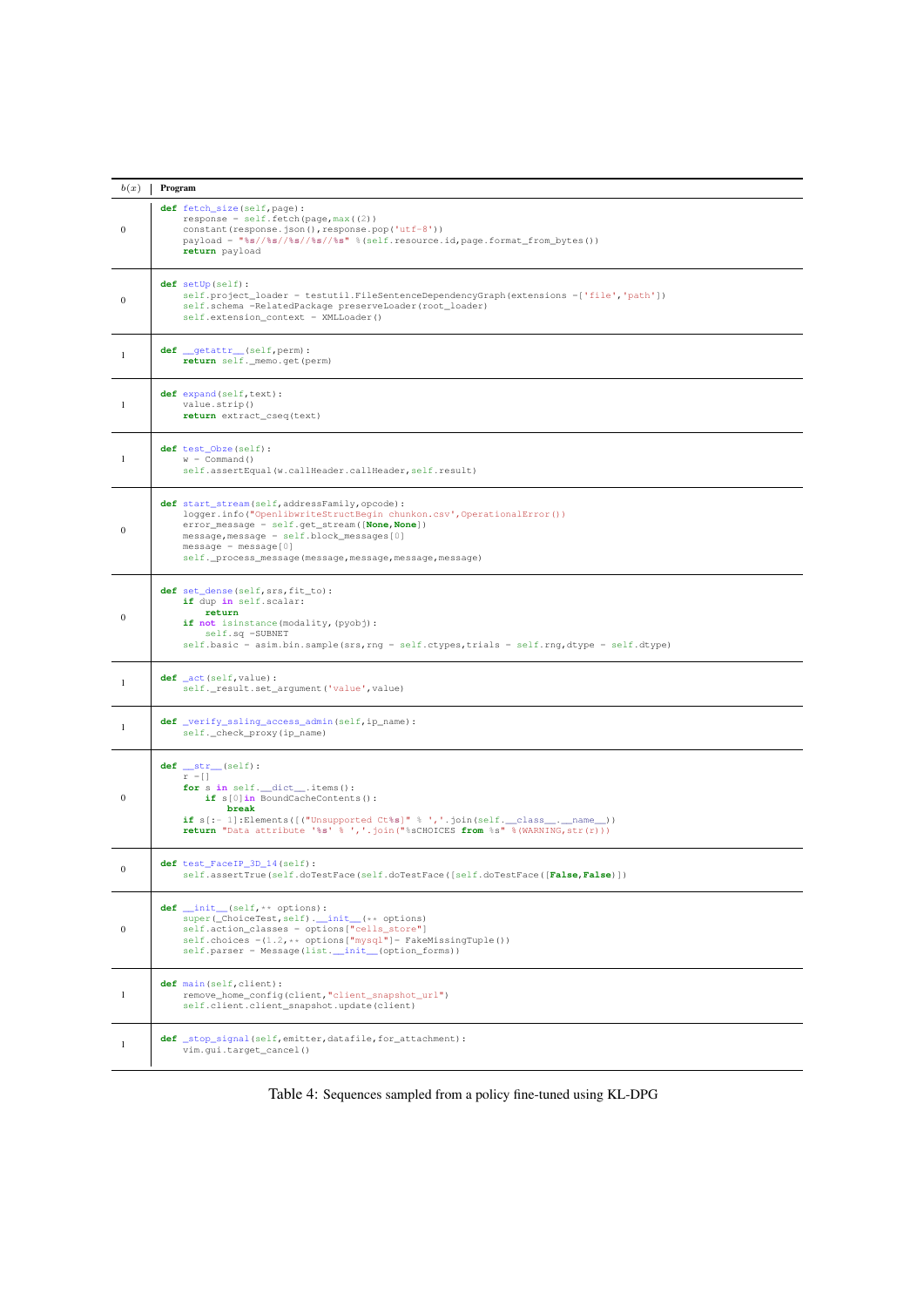| $b(x)$ | Program |
|---|---|
| 0 | `def fetch_size(self,page):`<br>`    response = self.fetch(page,max((2))`<br>`    constant(response.json(),response.pop('utf-8'))`<br>`    payload = "%s//%s//%s//%s//%s" %(self.resource.id,page.format_from_bytes())`<br>`    return payload` |
| 0 | `def setUp(self):`<br>`    self.project_loader = testutil.FileSentenceDependencyGraph(extensions =['file','path'])`<br>`    self.schema =RelatedPackage preserveLoader(root_loader)`<br>`    self.extension_context = XMLLoader()` |
| 1 | `def __getattr__(self,perm):`<br>`    return self._memo.get(perm)` |
| 1 | `def expand(self,text):`<br>`    value.strip()`<br>`    return extract_cseq(text)` |
| 1 | `def test_Obze(self):`<br>`    w = Command()`<br>`    self.assertEqual(w.callHeader.callHeader,self.result)` |
| 0 | `def start_stream(self,addressFamily,opcode):`<br>`    logger.info("OpenlibwriteStructBegin chunkon.csv',OperationalError())`<br>`    error_message = self.get_stream([None,None])`<br>`    message,message = self.block_messages[0]`<br>`    message = message[0]`<br>`    self._process_message(message,message,message,message)` |
| 0 | `def set_dense(self,srs,fit_to):`<br>`    if dup in self.scalar:`<br>`        return`<br>`    if not isinstance(modality,(pyobj):`<br>`        self.sq =SUBNET`<br>`    self.basic = asim.bin.sample(srs,rng = self.ctypes,trials = self.rng,dtype = self.dtype)` |
| 1 | `def _act(self,value):`<br>`    self._result.set_argument('value',value)` |
| 1 | `def _verify_ssling_access_admin(self,ip_name):`<br>`    self._check_proxy(ip_name)` |
| 0 | `def __str__(self):`<br>`    r =[]`<br>`    for s in self.__dict__.items():`<br>`        if s[0]in BoundCacheContents():`<br>`            break`<br>`    if s[:- 1]:Elements([("Unsupported Ct%s]" % ','.join(self.__class__.__name__))`<br>`    return "Data attribute '%s' % ','.join("%sCHOICES from %s" %(WARNING,str(r)))` |
| 0 | `def test_FaceIP_3D_14(self):`<br>`    self.assertTrue(self.doTestFace(self.doTestFace([self.doTestFace([False,False)])` |
| 0 | `def __init__(self,** options):`<br>`    super(_ChoiceTest,self).__init__(** options)`<br>`    self.action_classes = options["cells_store"]`<br>`    self.choices =(1.2,** options["mysql"]= FakeMissingTuple())`<br>`    self.parser = Message(list.__init__(option_forms))` |
| 1 | `def main(self,client):`<br>`    remove_home_config(client,"client_snapshot_url")`<br>`    self.client.client_snapshot.update(client)` |
| 1 | `def _stop_signal(self,emitter,datafile,for_attachment):`<br>`    vim.gui.target_cancel()` |

Table 4: Sequences sampled from a policy fine-tuned using KL-DPG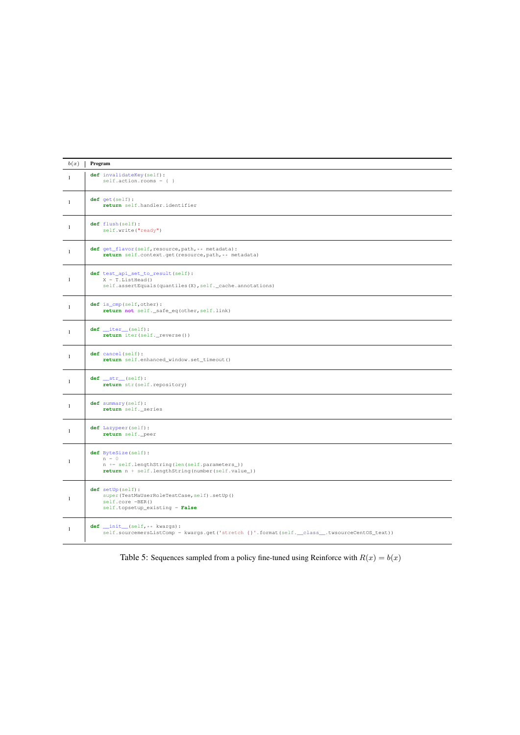| $b(x)$ | Program |
|---|---|
| 1 | `def invalidateKey(self):`<br>`    self.action.rooms = { }` |
| 1 | `def get(self):`<br>`    return self.handler.identifier` |
| 1 | `def flush(self):`<br>`    self.write("ready")` |
| 1 | `def get_flavor(self,resource,path,** metadata):`<br>`    return self.context.get(resource,path,** metadata)` |
| 1 | `def test_api_set_to_result(self):`<br>`    X = T.ListHead()`<br>`    self.assertEquals(quantiles(X),self._cache.annotations)` |
| 1 | `def is_cmp(self,other):`<br>`    return not self._safe_eq(other,self.link)` |
| 1 | `def __iter__(self):`<br>`    return iter(self._reverse())` |
| 1 | `def cancel(self):`<br>`    return self.enhanced_window.set_timeout()` |
| 1 | `def __str__(self):`<br>`    return str(self.repository)` |
| 1 | `def summary(self):`<br>`    return self._series` |
| 1 | `def Lazypeer(self):`<br>`    return self._peer` |
| 1 | `def ByteSize(self):`<br>`    n = 0`<br>`    n += self.lengthString(len(self.parameters_))`<br>`    return n + self.lengthString(number(self.value_))` |
| 1 | `def setUp(self):`<br>`    super(TestMaUserRoleTestCase,self).setUp()`<br>`    self.core =BER()`<br>`    self.topsetup_existing = False` |
| 1 | `def __init__(self,** kwargs):`<br>`    self.sourcemersListComp = kwargs.get('stretch {}'.format(self.__class__.twsourceCentOS_text))` |

Table 5: Sequences sampled from a policy fine-tuned using Reinforce with $R(x) = b(x)$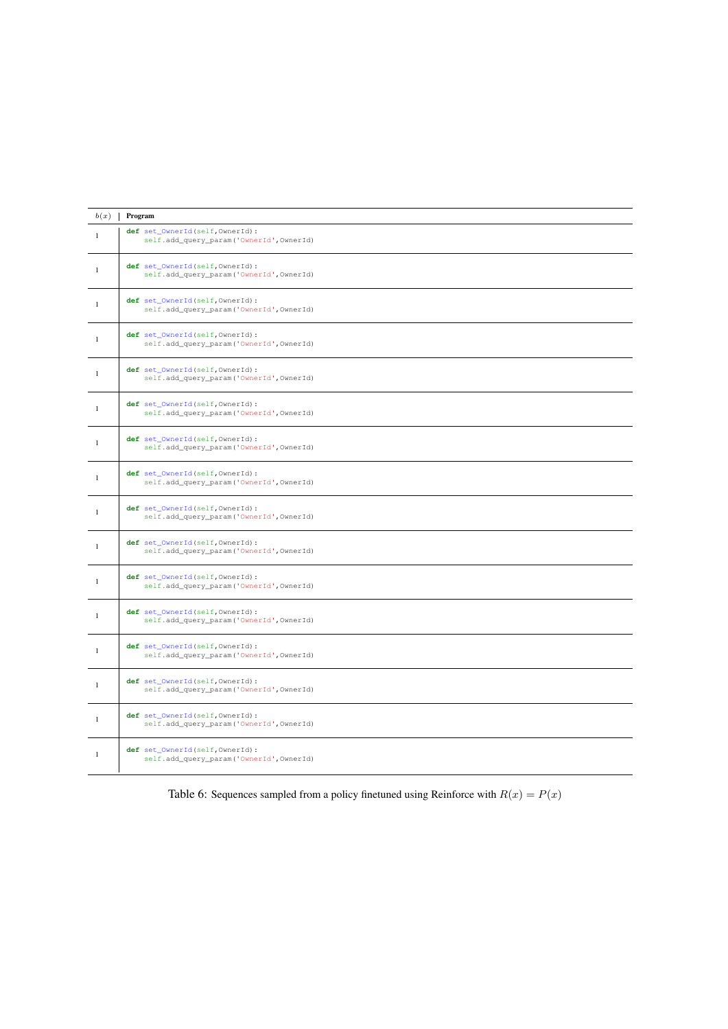| $b(x)$ | Program |
|---|---|
| 1 | `def set_OwnerId(self,OwnerId):`<br>`    self.add_query_param('OwnerId',OwnerId)` |
| 1 | `def set_OwnerId(self,OwnerId):`<br>`    self.add_query_param('OwnerId',OwnerId)` |
| 1 | `def set_OwnerId(self,OwnerId):`<br>`    self.add_query_param('OwnerId',OwnerId)` |
| 1 | `def set_OwnerId(self,OwnerId):`<br>`    self.add_query_param('OwnerId',OwnerId)` |
| 1 | `def set_OwnerId(self,OwnerId):`<br>`    self.add_query_param('OwnerId',OwnerId)` |
| 1 | `def set_OwnerId(self,OwnerId):`<br>`    self.add_query_param('OwnerId',OwnerId)` |
| 1 | `def set_OwnerId(self,OwnerId):`<br>`    self.add_query_param('OwnerId',OwnerId)` |
| 1 | `def set_OwnerId(self,OwnerId):`<br>`    self.add_query_param('OwnerId',OwnerId)` |
| 1 | `def set_OwnerId(self,OwnerId):`<br>`    self.add_query_param('OwnerId',OwnerId)` |
| 1 | `def set_OwnerId(self,OwnerId):`<br>`    self.add_query_param('OwnerId',OwnerId)` |
| 1 | `def set_OwnerId(self,OwnerId):`<br>`    self.add_query_param('OwnerId',OwnerId)` |
| 1 | `def set_OwnerId(self,OwnerId):`<br>`    self.add_query_param('OwnerId',OwnerId)` |
| 1 | `def set_OwnerId(self,OwnerId):`<br>`    self.add_query_param('OwnerId',OwnerId)` |
| 1 | `def set_OwnerId(self,OwnerId):`<br>`    self.add_query_param('OwnerId',OwnerId)` |
| 1 | `def set_OwnerId(self,OwnerId):`<br>`    self.add_query_param('OwnerId',OwnerId)` |
| 1 | `def set_OwnerId(self,OwnerId):`<br>`    self.add_query_param('OwnerId',OwnerId)` |

Table 6: Sequences sampled from a policy finetuned using Reinforce with $R(x) = P(x)$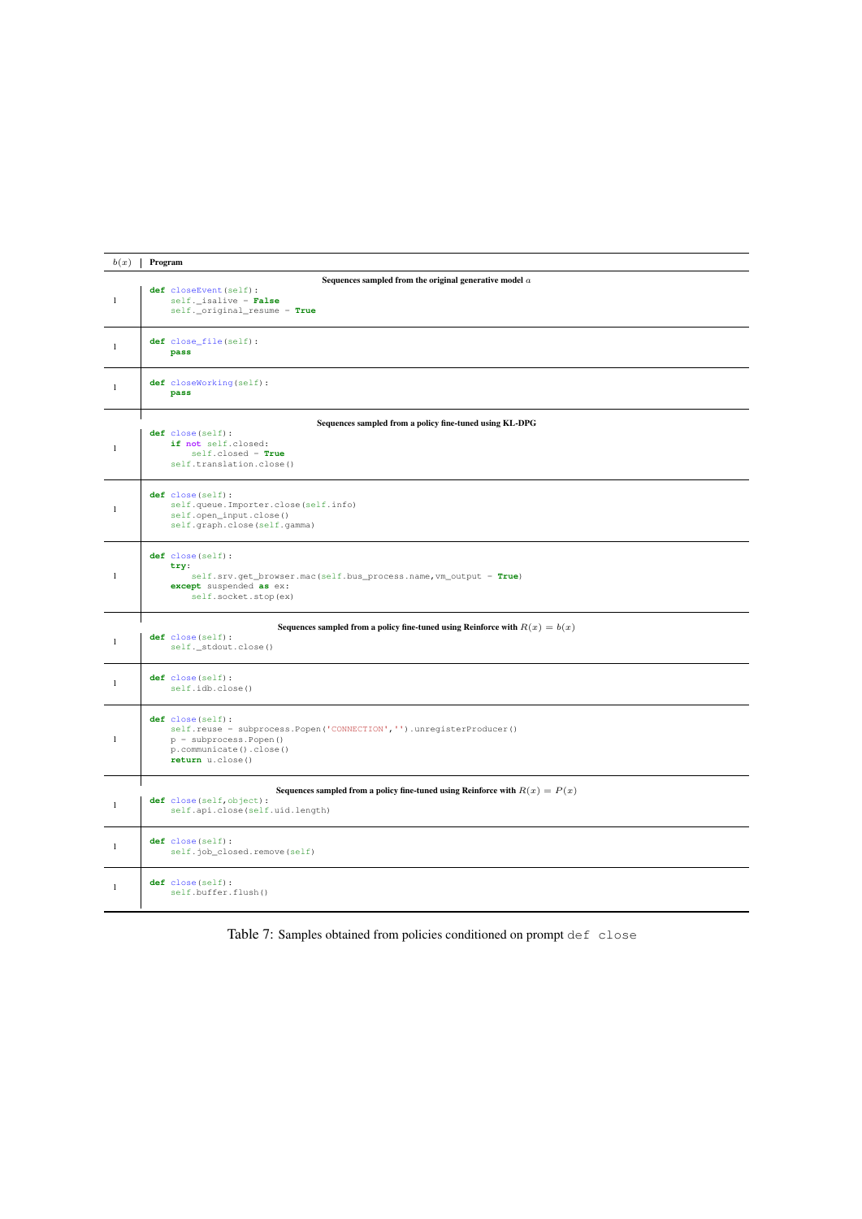| $b(x)$ | Program |
|---|---|
| | **Sequences sampled from the original generative model $a$** |
| 1 | <pre>def closeEvent(self):<br>    self._isalive = False<br>    self._original_resume = True</pre> |
| 1 | <pre>def close_file(self):<br>    pass</pre> |
| 1 | <pre>def closeWorking(self):<br>    pass</pre> |
| | **Sequences sampled from a policy fine-tuned using KL-DPG** |
| 1 | <pre>def close(self):<br>    if not self.closed:<br>        self.closed = True<br>    self.translation.close()</pre> |
| 1 | <pre>def close(self):<br>    self.queue.Importer.close(self.info)<br>    self.open_input.close()<br>    self.graph.close(self.gamma)</pre> |
| 1 | <pre>def close(self):<br>    try:<br>        self.srv.get_browser.mac(self.bus_process.name,vm_output = True)<br>    except suspended as ex:<br>        self.socket.stop(ex)</pre> |
| | **Sequences sampled from a policy fine-tuned using Reinforce with $R(x) = b(x)$** |
| 1 | <pre>def close(self):<br>    self._stdout.close()</pre> |
| 1 | <pre>def close(self):<br>    self.idb.close()</pre> |
| 1 | <pre>def close(self):<br>    self.reuse = subprocess.Popen('CONNECTION','').unregisterProducer()<br>    p = subprocess.Popen()<br>    p.communicate().close()<br>    return u.close()</pre> |
| | **Sequences sampled from a policy fine-tuned using Reinforce with $R(x) = P(x)$** |
| 1 | <pre>def close(self,object):<br>    self.api.close(self.uid.length)</pre> |
| 1 | <pre>def close(self):<br>    self.job_closed.remove(self)</pre> |
| 1 | <pre>def close(self):<br>    self.buffer.flush()</pre> |

Table 7: Samples obtained from policies conditioned on prompt `def close`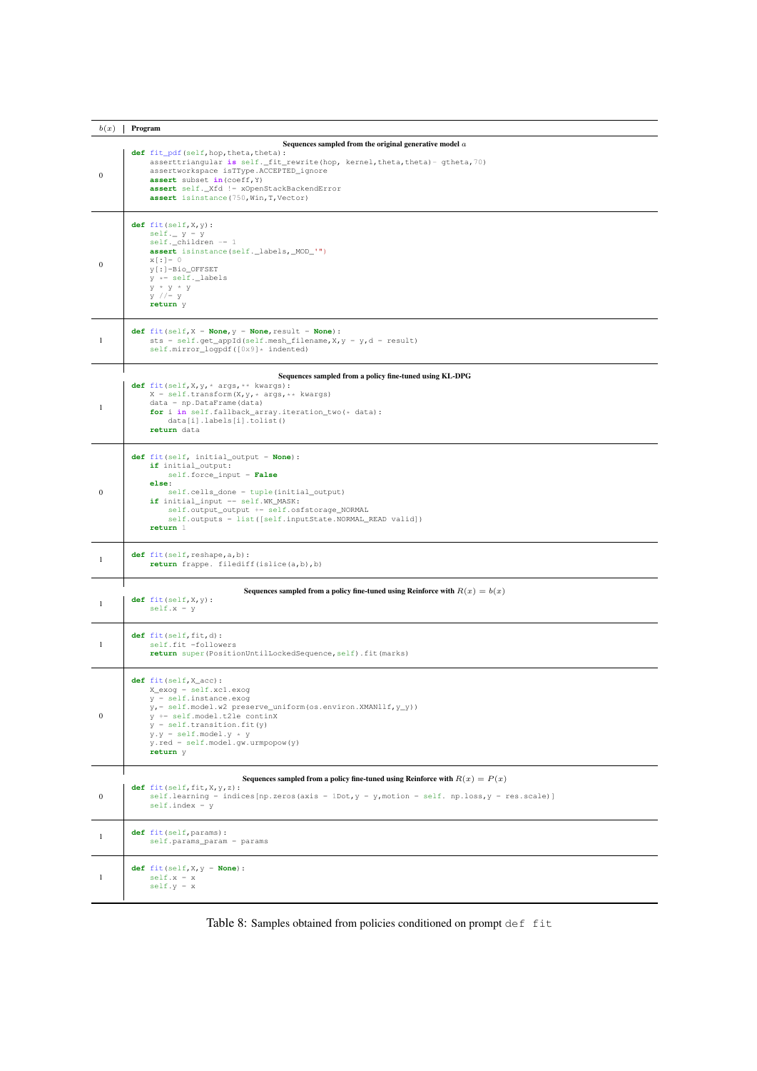| $b(x)$ | Program |
|---|---|
| | **Sequences sampled from the original generative model $a$** |
| 0 | <pre>def fit_pdf(self,hop,theta,theta):<br>    asserttriangular is self._fit_rewrite(hop, kernel,theta,theta)- gtheta,70)<br>    assertworkspace isTType.ACCEPTED_ignore<br>    assert subset in(coeff,Y)<br>    assert self._Xfd != xOpenStackBackendError<br>    assert isinstance(750,Win,T,Vector)</pre> |
| 0 | <pre>def fit(self,X,y):<br>    self._ y = y<br>    self._children -= 1<br>    assert isinstance(self._labels,_MOD_'")<br>    x[:]= 0<br>    y[:]=Bio_OFFSET<br>    y *= self._labels<br>    y * y * y<br>    y //= y<br>    return y</pre> |
| 1 | <pre>def fit(self,X = None,y = None,result = None):<br>    sts = self.get_appId(self.mesh_filename,X,y = y,d = result)<br>    self.mirror_logpdf([0x9]* indented)</pre> |
| | **Sequences sampled from a policy fine-tuned using KL-DPG** |
| 1 | <pre>def fit(self,X,y,* args,** kwargs):<br>    X = self.transform(X,y,* args,** kwargs)<br>    data = np.DataFrame(data)<br>    for i in self.fallback_array.iteration_two(* data):<br>        data[i].labels[i].tolist()<br>    return data</pre> |
| 0 | <pre>def fit(self, initial_output = None):<br>    if initial_output:<br>        self.force_input = False<br>    else:<br>        self.cells_done = tuple(initial_output)<br>    if initial_input == self.WK_MASK:<br>        self.output_output += self.osfstorage_NORMAL<br>        self.outputs = list([self.inputState.NORMAL_READ valid])<br>    return 1</pre> |
| 1 | <pre>def fit(self,reshape,a,b):<br>    return frappe. filediff(islice(a,b),b)</pre> |
| | **Sequences sampled from a policy fine-tuned using Reinforce with $R(x) = b(x)$** |
| 1 | <pre>def fit(self,X,y):<br>    self.x = y</pre> |
| 1 | <pre>def fit(self,fit,d):<br>    self.fit =followers<br>    return super(PositionUntilLockedSequence,self).fit(marks)</pre> |
| 0 | <pre>def fit(self,X_acc):<br>    X_exog = self.xc1.exog<br>    y = self.instance.exog<br>    y,= self.model.w2 preserve_uniform(os.environ.XMANllf,y_y))<br>    y += self.model.t2le continX<br>    y = self.transition.fit(y)<br>    y.y = self.model.y * y<br>    y.red = self.model.gw.urmpopow(y)<br>    return y</pre> |
| | **Sequences sampled from a policy fine-tuned using Reinforce with $R(x) = P(x)$** |
| 0 | <pre>def fit(self,fit,X,y,z):<br>    self.learning = indices[np.zeros(axis = 1Dot,y = y,motion = self. np.loss,y = res.scale)]<br>    self.index = y</pre> |
| 1 | <pre>def fit(self,params):<br>    self.params_param = params</pre> |
| 1 | <pre>def fit(self,X,y = None):<br>    self.x = x<br>    self.y = x</pre> |

Table 8: Samples obtained from policies conditioned on prompt `def fit`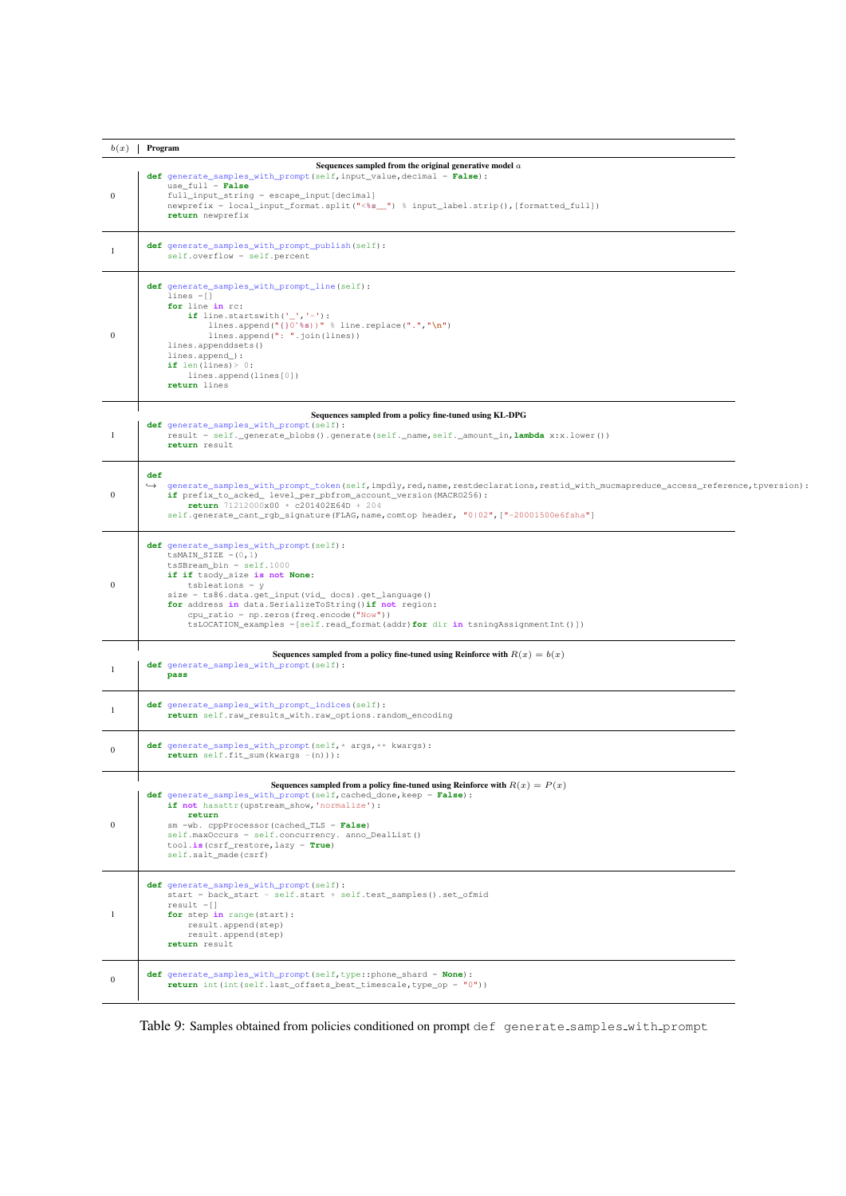| $b(x)$ | Program |
|---|---|
| | **Sequences sampled from the original generative model $a$** |
| 0 | `def generate_samples_with_prompt(self,input_value,decimal = False):`<br>`    use_full = False`<br>`    full_input_string = escape_input[decimal]`<br>`    newprefix = local_input_format.split("<%s__") % input_label.strip(),[formatted_full])`<br>`    return newprefix` |
| 1 | `def generate_samples_with_prompt_publish(self):`<br>`    self.overflow = self.percent` |
| 0 | `def generate_samples_with_prompt_line(self):`<br>`    lines =[]`<br>`    for line in rc:`<br>`        if line.startswith('_','-'):`<br>`            lines.append("{}0"%s))" % line.replace(".","\n")`<br>`            lines.append(": ".join(lines))`<br>`    lines.appenddsets()`<br>`    lines.append_):`<br>`    if len(lines)> 0:`<br>`        lines.append(lines[0])`<br>`    return lines` |
| | **Sequences sampled from a policy fine-tuned using KL-DPG** |
| 1 | `def generate_samples_with_prompt(self):`<br>`    result = self._generate_blobs().generate(self._name,self._amount_in,lambda x:x.lower())`<br>`    return result` |
| 0 | `def`<br>`↪  generate_samples_with_prompt_token(self,impdly,red,name,restdeclarations,restid_with_mucmapreduce_access_reference,tpversion):`<br>`    if prefix_to_acked_ level_per_pbfrom_account_version(MACRO256):`<br>`        return 71212000x00 * c201402E64D + 204`<br>`    self.generate_cant_rgb_signature(FLAG,name,comtop header, "0\|02",["-20001500e6fsha"]` |
| 0 | `def generate_samples_with_prompt(self):`<br>`    tsMAIN_SIZE =(0,1)`<br>`    tsSBream_bin = self.1000`<br>`    if if tsody_size is not None:`<br>`        tsbleations = y`<br>`    size = ts86.data.get_input(vid_ docs).get_language()`<br>`    for address in data.SerializeToString()if not region:`<br>`        cpu_ratio = np.zeros(freq.encode("Now"))`<br>`        tsLOCATION_examples =[self.read_format(addr)for dir in tsningAssignmentInt()]]` |
| | **Sequences sampled from a policy fine-tuned using Reinforce with $R(x) = b(x)$** |
| 1 | `def generate_samples_with_prompt(self):`<br>`    pass` |
| 1 | `def generate_samples_with_prompt_indices(self):`<br>`    return self.raw_results_with.raw_options.random_encoding` |
| 0 | `def generate_samples_with_prompt(self,* args,** kwargs):`<br>`    return self.fit_sum(kwargs -(n))):` |
| | **Sequences sampled from a policy fine-tuned using Reinforce with $R(x) = P(x)$** |
| 0 | `def generate_samples_with_prompt(self,cached_done,keep = False):`<br>`    if not hasattr(upstream_show,'normalize'):`<br>`        return`<br>`    sm =wb. cppProcessor(cached_TLS = False)`<br>`    self.maxOccurs = self.concurrency. anno_DealList()`<br>`    tool.is(csrf_restore,lazy = True)`<br>`    self.salt_made(csrf)` |
| 1 | `def generate_samples_with_prompt(self):`<br>`    start = back_start - self.start + self.test_samples().set_ofmid`<br>`    result =[]`<br>`    for step in range(start):`<br>`        result.append(step)`<br>`        result.append(step)`<br>`    return result` |
| 0 | `def generate_samples_with_prompt(self,type::phone_shard = None):`<br>`    return int(int(self.last_offsets_best_timescale,type_op = "0"))` |

Table 9: Samples obtained from policies conditioned on prompt `def generate_samples_with_prompt`